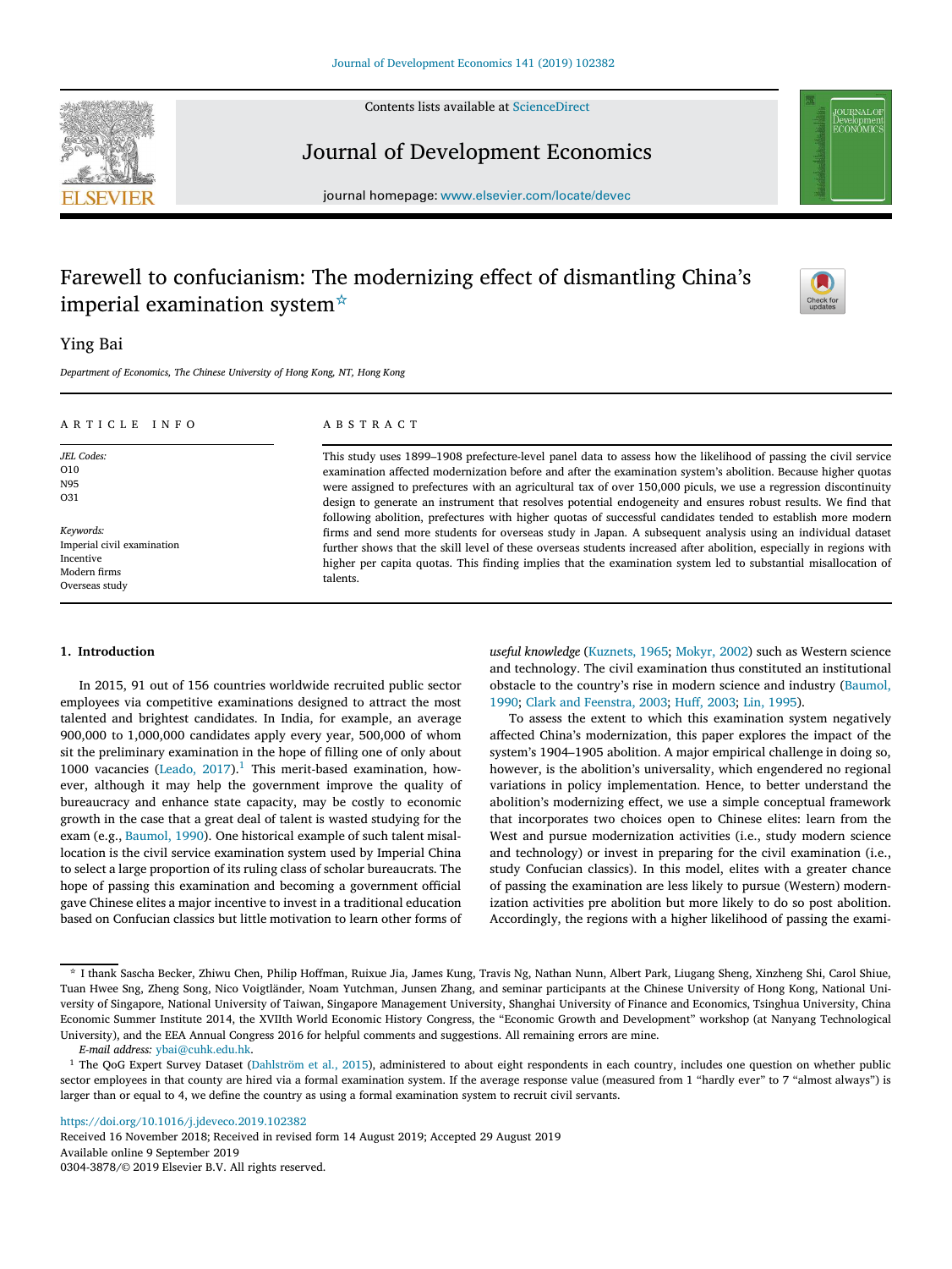# Farewell to confucianism: The modernizing effect of dismantling China's imperial examination system☆

Ying Bai

*Department of Economics, The Chinese University of Hong Kong, NT, Hong Kong*

## ARTICLE INFO

*JEL Codes:*
O10
N95
O31

*Keywords:*
Imperial civil examination
Incentive
Modern firms
Overseas study

## ABSTRACT

This study uses 1899–1908 prefecture-level panel data to assess how the likelihood of passing the civil service examination affected modernization before and after the examination system's abolition. Because higher quotas were assigned to prefectures with an agricultural tax of over 150,000 piculs, we use a regression discontinuity design to generate an instrument that resolves potential endogeneity and ensures robust results. We find that following abolition, prefectures with higher quotas of successful candidates tended to establish more modern firms and send more students for overseas study in Japan. A subsequent analysis using an individual dataset further shows that the skill level of these overseas students increased after abolition, especially in regions with higher per capita quotas. This finding implies that the examination system led to substantial misallocation of talents.

## 1. Introduction

In 2015, 91 out of 156 countries worldwide recruited public sector employees via competitive examinations designed to attract the most talented and brightest candidates. In India, for example, an average 900,000 to 1,000,000 candidates apply every year, 500,000 of whom sit the preliminary examination in the hope of filling one of only about 1000 vacancies (Leado, 2017).[1] This merit-based examination, however, although it may help the government improve the quality of bureaucracy and enhance state capacity, may be costly to economic growth in the case that a great deal of talent is wasted studying for the exam (e.g., Baumol, 1990). One historical example of such talent misallocation is the civil service examination system used by Imperial China to select a large proportion of its ruling class of scholar bureaucrats. The hope of passing this examination and becoming a government official gave Chinese elites a major incentive to invest in a traditional education based on Confucian classics but little motivation to learn other forms of *useful knowledge* (Kuznets, 1965; Mokyr, 2002) such as Western science and technology. The civil examination thus constituted an institutional obstacle to the country's rise in modern science and industry (Baumol, 1990; Clark and Feenstra, 2003; Huff, 2003; Lin, 1995).

To assess the extent to which this examination system negatively affected China's modernization, this paper explores the impact of the system's 1904–1905 abolition. A major empirical challenge in doing so, however, is the abolition's universality, which engendered no regional variations in policy implementation. Hence, to better understand the abolition's modernizing effect, we use a simple conceptual framework that incorporates two choices open to Chinese elites: learn from the West and pursue modernization activities (i.e., study modern science and technology) or invest in preparing for the civil examination (i.e., study Confucian classics). In this model, elites with a greater chance of passing the examination are less likely to pursue (Western) modernization activities pre abolition but more likely to do so post abolition. Accordingly, the regions with a higher likelihood of passing the exami-

---

☆ I thank Sascha Becker, Zhiwu Chen, Philip Hoffman, Ruixue Jia, James Kung, Travis Ng, Nathan Nunn, Albert Park, Liugang Sheng, Xinzheng Shi, Carol Shiue, Tuan Hwee Sng, Zheng Song, Nico Voigtländer, Noam Yutchman, Junsen Zhang, and seminar participants at the Chinese University of Hong Kong, National University of Singapore, National University of Taiwan, Singapore Management University, Shanghai University of Finance and Economics, Tsinghua University, China Economic Summer Institute 2014, the XVIIth World Economic History Congress, the "Economic Growth and Development" workshop (at Nanyang Technological University), and the EEA Annual Congress 2016 for helpful comments and suggestions. All remaining errors are mine.

*E-mail address:* ybai@cuhk.edu.hk.

[1] The QoG Expert Survey Dataset (Dahlström et al., 2015), administered to about eight respondents in each country, includes one question on whether public sector employees in that county are hired via a formal examination system. If the average response value (measured from 1 "hardly ever" to 7 "almost always") is larger than or equal to 4, we define the country as using a formal examination system to recruit civil servants.

https://doi.org/10.1016/j.jdeveco.2019.102382
Received 16 November 2018; Received in revised form 14 August 2019; Accepted 29 August 2019
Available online 9 September 2019
0304-3878/© 2019 Elsevier B.V. All rights reserved.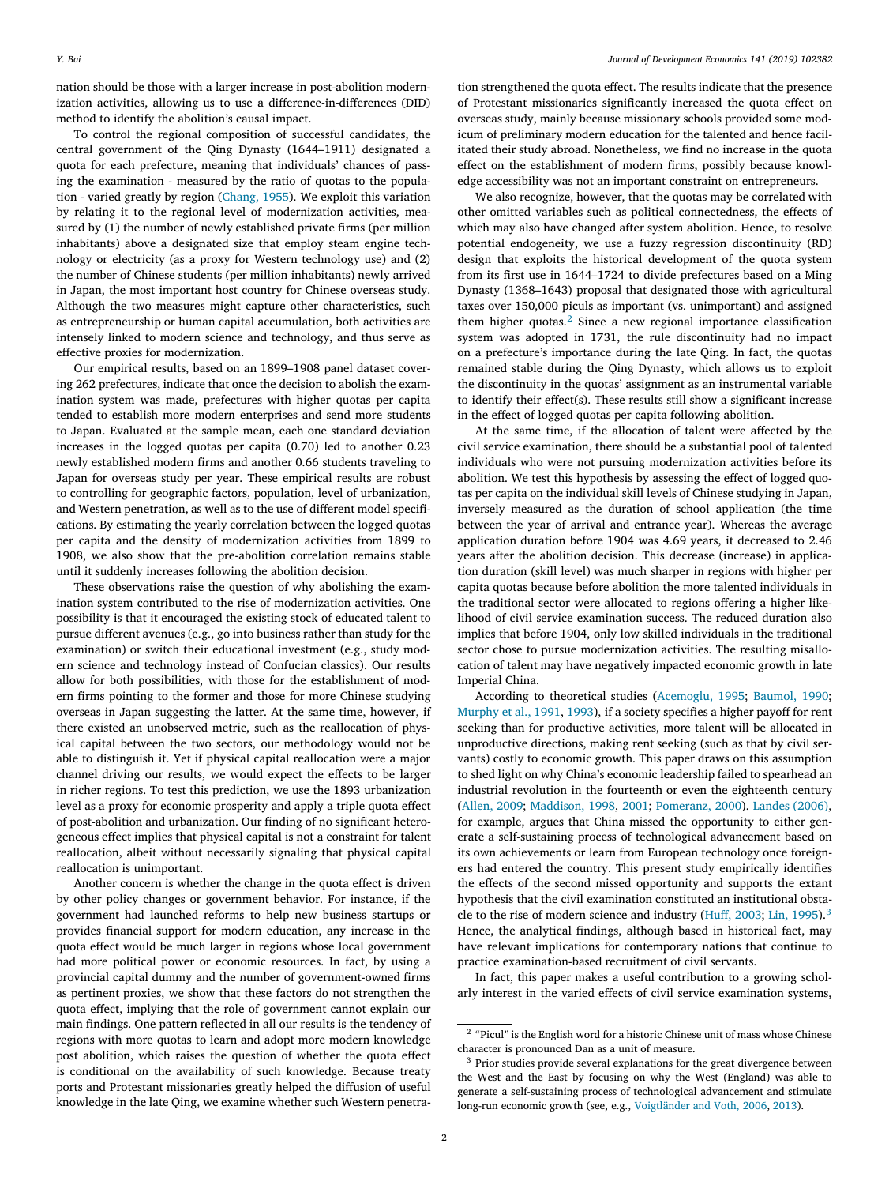nation should be those with a larger increase in post-abolition modernization activities, allowing us to use a difference-in-differences (DID) method to identify the abolition's causal impact.

To control the regional composition of successful candidates, the central government of the Qing Dynasty (1644–1911) designated a quota for each prefecture, meaning that individuals' chances of passing the examination - measured by the ratio of quotas to the population - varied greatly by region (Chang, 1955). We exploit this variation by relating it to the regional level of modernization activities, measured by (1) the number of newly established private firms (per million inhabitants) above a designated size that employ steam engine technology or electricity (as a proxy for Western technology use) and (2) the number of Chinese students (per million inhabitants) newly arrived in Japan, the most important host country for Chinese overseas study. Although the two measures might capture other characteristics, such as entrepreneurship or human capital accumulation, both activities are intensely linked to modern science and technology, and thus serve as effective proxies for modernization.

Our empirical results, based on an 1899–1908 panel dataset covering 262 prefectures, indicate that once the decision to abolish the examination system was made, prefectures with higher quotas per capita tended to establish more modern enterprises and send more students to Japan. Evaluated at the sample mean, each one standard deviation increases in the logged quotas per capita (0.70) led to another 0.23 newly established modern firms and another 0.66 students traveling to Japan for overseas study per year. These empirical results are robust to controlling for geographic factors, population, level of urbanization, and Western penetration, as well as to the use of different model specifications. By estimating the yearly correlation between the logged quotas per capita and the density of modernization activities from 1899 to 1908, we also show that the pre-abolition correlation remains stable until it suddenly increases following the abolition decision.

These observations raise the question of why abolishing the examination system contributed to the rise of modernization activities. One possibility is that it encouraged the existing stock of educated talent to pursue different avenues (e.g., go into business rather than study for the examination) or switch their educational investment (e.g., study modern science and technology instead of Confucian classics). Our results allow for both possibilities, with those for the establishment of modern firms pointing to the former and those for more Chinese studying overseas in Japan suggesting the latter. At the same time, however, if there existed an unobserved metric, such as the reallocation of physical capital between the two sectors, our methodology would not be able to distinguish it. Yet if physical capital reallocation were a major channel driving our results, we would expect the effects to be larger in richer regions. To test this prediction, we use the 1893 urbanization level as a proxy for economic prosperity and apply a triple quota effect of post-abolition and urbanization. Our finding of no significant heterogeneous effect implies that physical capital is not a constraint for talent reallocation, albeit without necessarily signaling that physical capital reallocation is unimportant.

Another concern is whether the change in the quota effect is driven by other policy changes or government behavior. For instance, if the government had launched reforms to help new business startups or provides financial support for modern education, any increase in the quota effect would be much larger in regions whose local government had more political power or economic resources. In fact, by using a provincial capital dummy and the number of government-owned firms as pertinent proxies, we show that these factors do not strengthen the quota effect, implying that the role of government cannot explain our main findings. One pattern reflected in all our results is the tendency of regions with more quotas to learn and adopt more modern knowledge post abolition, which raises the question of whether the quota effect is conditional on the availability of such knowledge. Because treaty ports and Protestant missionaries greatly helped the diffusion of useful knowledge in the late Qing, we examine whether such Western penetration strengthened the quota effect. The results indicate that the presence of Protestant missionaries significantly increased the quota effect on overseas study, mainly because missionary schools provided some modicum of preliminary modern education for the talented and hence facilitated their study abroad. Nonetheless, we find no increase in the quota effect on the establishment of modern firms, possibly because knowledge accessibility was not an important constraint on entrepreneurs.

We also recognize, however, that the quotas may be correlated with other omitted variables such as political connectedness, the effects of which may also have changed after system abolition. Hence, to resolve potential endogeneity, we use a fuzzy regression discontinuity (RD) design that exploits the historical development of the quota system from its first use in 1644–1724 to divide prefectures based on a Ming Dynasty (1368–1643) proposal that designated those with agricultural taxes over 150,000 piculs as important (vs. unimportant) and assigned them higher quotas.[2] Since a new regional importance classification system was adopted in 1731, the rule discontinuity had no impact on a prefecture's importance during the late Qing. In fact, the quotas remained stable during the Qing Dynasty, which allows us to exploit the discontinuity in the quotas' assignment as an instrumental variable to identify their effect(s). These results still show a significant increase in the effect of logged quotas per capita following abolition.

At the same time, if the allocation of talent were affected by the civil service examination, there should be a substantial pool of talented individuals who were not pursuing modernization activities before its abolition. We test this hypothesis by assessing the effect of logged quotas per capita on the individual skill levels of Chinese studying in Japan, inversely measured as the duration of school application (the time between the year of arrival and entrance year). Whereas the average application duration before 1904 was 4.69 years, it decreased to 2.46 years after the abolition decision. This decrease (increase) in application duration (skill level) was much sharper in regions with higher per capita quotas because before abolition the more talented individuals in the traditional sector were allocated to regions offering a higher likelihood of civil service examination success. The reduced duration also implies that before 1904, only low skilled individuals in the traditional sector chose to pursue modernization activities. The resulting misallocation of talent may have negatively impacted economic growth in late Imperial China.

According to theoretical studies (Acemoglu, 1995; Baumol, 1990; Murphy et al., 1991, 1993), if a society specifies a higher payoff for rent seeking than for productive activities, more talent will be allocated in unproductive directions, making rent seeking (such as that by civil servants) costly to economic growth. This paper draws on this assumption to shed light on why China's economic leadership failed to spearhead an industrial revolution in the fourteenth or even the eighteenth century (Allen, 2009; Maddison, 1998, 2001; Pomeranz, 2000). Landes (2006), for example, argues that China missed the opportunity to either generate a self-sustaining process of technological advancement based on its own achievements or learn from European technology once foreigners had entered the country. This present study empirically identifies the effects of the second missed opportunity and supports the extant hypothesis that the civil examination constituted an institutional obstacle to the rise of modern science and industry (Huff, 2003; Lin, 1995).[3] Hence, the analytical findings, although based in historical fact, may have relevant implications for contemporary nations that continue to practice examination-based recruitment of civil servants.

In fact, this paper makes a useful contribution to a growing scholarly interest in the varied effects of civil service examination systems,

---

[2] "Picul" is the English word for a historic Chinese unit of mass whose Chinese character is pronounced Dan as a unit of measure.

[3] Prior studies provide several explanations for the great divergence between the West and the East by focusing on why the West (England) was able to generate a self-sustaining process of technological advancement and stimulate long-run economic growth (see, e.g., Voigtländer and Voth, 2006, 2013).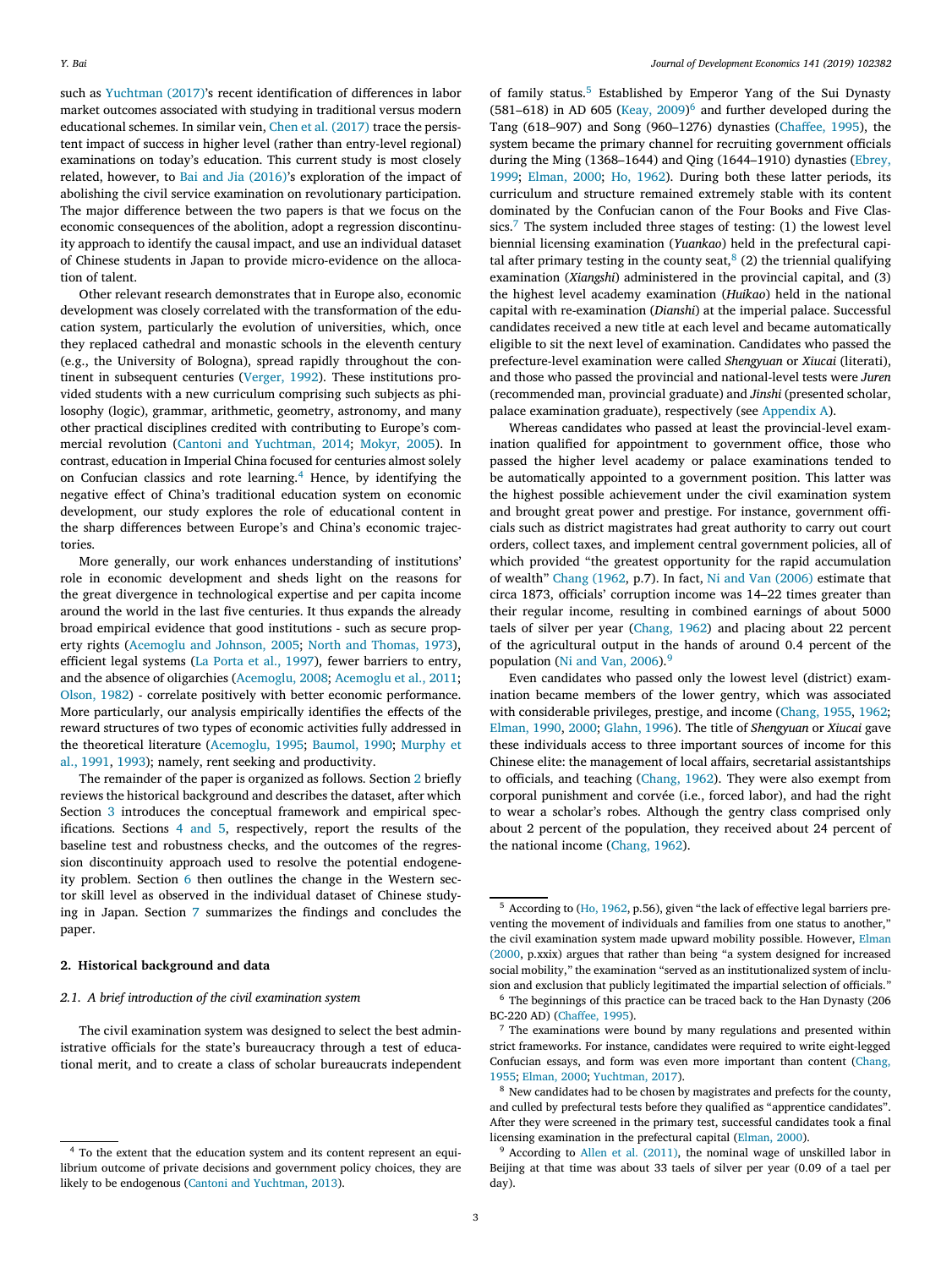such as Yuchtman (2017)'s recent identification of differences in labor market outcomes associated with studying in traditional versus modern educational schemes. In similar vein, Chen et al. (2017) trace the persistent impact of success in higher level (rather than entry-level regional) examinations on today's education. This current study is most closely related, however, to Bai and Jia (2016)'s exploration of the impact of abolishing the civil service examination on revolutionary participation. The major difference between the two papers is that we focus on the economic consequences of the abolition, adopt a regression discontinuity approach to identify the causal impact, and use an individual dataset of Chinese students in Japan to provide micro-evidence on the allocation of talent.

Other relevant research demonstrates that in Europe also, economic development was closely correlated with the transformation of the education system, particularly the evolution of universities, which, once they replaced cathedral and monastic schools in the eleventh century (e.g., the University of Bologna), spread rapidly throughout the continent in subsequent centuries (Verger, 1992). These institutions provided students with a new curriculum comprising such subjects as philosophy (logic), grammar, arithmetic, geometry, astronomy, and many other practical disciplines credited with contributing to Europe's commercial revolution (Cantoni and Yuchtman, 2014; Mokyr, 2005). In contrast, education in Imperial China focused for centuries almost solely on Confucian classics and rote learning.[4] Hence, by identifying the negative effect of China's traditional education system on economic development, our study explores the role of educational content in the sharp differences between Europe's and China's economic trajectories.

More generally, our work enhances understanding of institutions' role in economic development and sheds light on the reasons for the great divergence in technological expertise and per capita income around the world in the last five centuries. It thus expands the already broad empirical evidence that good institutions - such as secure property rights (Acemoglu and Johnson, 2005; North and Thomas, 1973), efficient legal systems (La Porta et al., 1997), fewer barriers to entry, and the absence of oligarchies (Acemoglu, 2008; Acemoglu et al., 2011; Olson, 1982) - correlate positively with better economic performance. More particularly, our analysis empirically identifies the effects of the reward structures of two types of economic activities fully addressed in the theoretical literature (Acemoglu, 1995; Baumol, 1990; Murphy et al., 1991, 1993); namely, rent seeking and productivity.

The remainder of the paper is organized as follows. Section 2 briefly reviews the historical background and describes the dataset, after which Section 3 introduces the conceptual framework and empirical specifications. Sections 4 and 5, respectively, report the results of the baseline test and robustness checks, and the outcomes of the regression discontinuity approach used to resolve the potential endogeneity problem. Section 6 then outlines the change in the Western sector skill level as observed in the individual dataset of Chinese studying in Japan. Section 7 summarizes the findings and concludes the paper.

## 2. Historical background and data

### 2.1. A brief introduction of the civil examination system

The civil examination system was designed to select the best administrative officials for the state's bureaucracy through a test of educational merit, and to create a class of scholar bureaucrats independent of family status.[5] Established by Emperor Yang of the Sui Dynasty (581–618) in AD 605 (Keay, 2009)[6] and further developed during the Tang (618–907) and Song (960–1276) dynasties (Chaffee, 1995), the system became the primary channel for recruiting government officials during the Ming (1368–1644) and Qing (1644–1910) dynasties (Ebrey, 1999; Elman, 2000; Ho, 1962). During both these latter periods, its curriculum and structure remained extremely stable with its content dominated by the Confucian canon of the Four Books and Five Classics.[7] The system included three stages of testing: (1) the lowest level biennial licensing examination (*Yuankao*) held in the prefectural capital after primary testing in the county seat,[8] (2) the triennial qualifying examination (*Xiangshi*) administered in the provincial capital, and (3) the highest level academy examination (*Huikao*) held in the national capital with re-examination (*Dianshi*) at the imperial palace. Successful candidates received a new title at each level and became automatically eligible to sit the next level of examination. Candidates who passed the prefecture-level examination were called *Shengyuan* or *Xiucai* (literati), and those who passed the provincial and national-level tests were *Juren* (recommended man, provincial graduate) and *Jinshi* (presented scholar, palace examination graduate), respectively (see Appendix A).

Whereas candidates who passed at least the provincial-level examination qualified for appointment to government office, those who passed the higher level academy or palace examinations tended to be automatically appointed to a government position. This latter was the highest possible achievement under the civil examination system and brought great power and prestige. For instance, government officials such as district magistrates had great authority to carry out court orders, collect taxes, and implement central government policies, all of which provided "the greatest opportunity for the rapid accumulation of wealth" Chang (1962, p.7). In fact, Ni and Van (2006) estimate that circa 1873, officials' corruption income was 14–22 times greater than their regular income, resulting in combined earnings of about 5000 taels of silver per year (Chang, 1962) and placing about 22 percent of the agricultural output in the hands of around 0.4 percent of the population (Ni and Van, 2006).[9]

Even candidates who passed only the lowest level (district) examination became members of the lower gentry, which was associated with considerable privileges, prestige, and income (Chang, 1955, 1962; Elman, 1990, 2000; Glahn, 1996). The title of *Shengyuan* or *Xiucai* gave these individuals access to three important sources of income for this Chinese elite: the management of local affairs, secretarial assistantships to officials, and teaching (Chang, 1962). They were also exempt from corporal punishment and corvée (i.e., forced labor), and had the right to wear a scholar's robes. Although the gentry class comprised only about 2 percent of the population, they received about 24 percent of the national income (Chang, 1962).

---

[4] To the extent that the education system and its content represent an equilibrium outcome of private decisions and government policy choices, they are likely to be endogenous (Cantoni and Yuchtman, 2013).

[5] According to (Ho, 1962, p.56), given "the lack of effective legal barriers preventing the movement of individuals and families from one status to another," the civil examination system made upward mobility possible. However, Elman (2000, p.xxix) argues that rather than being "a system designed for increased social mobility," the examination "served as an institutionalized system of inclusion and exclusion that publicly legitimated the impartial selection of officials."

[6] The beginnings of this practice can be traced back to the Han Dynasty (206 BC-220 AD) (Chaffee, 1995).

[7] The examinations were bound by many regulations and presented within strict frameworks. For instance, candidates were required to write eight-legged Confucian essays, and form was even more important than content (Chang, 1955; Elman, 2000; Yuchtman, 2017).

[8] New candidates had to be chosen by magistrates and prefects for the county, and culled by prefectural tests before they qualified as "apprentice candidates". After they were screened in the primary test, successful candidates took a final licensing examination in the prefectural capital (Elman, 2000).

[9] According to Allen et al. (2011), the nominal wage of unskilled labor in Beijing at that time was about 33 taels of silver per year (0.09 of a tael per day).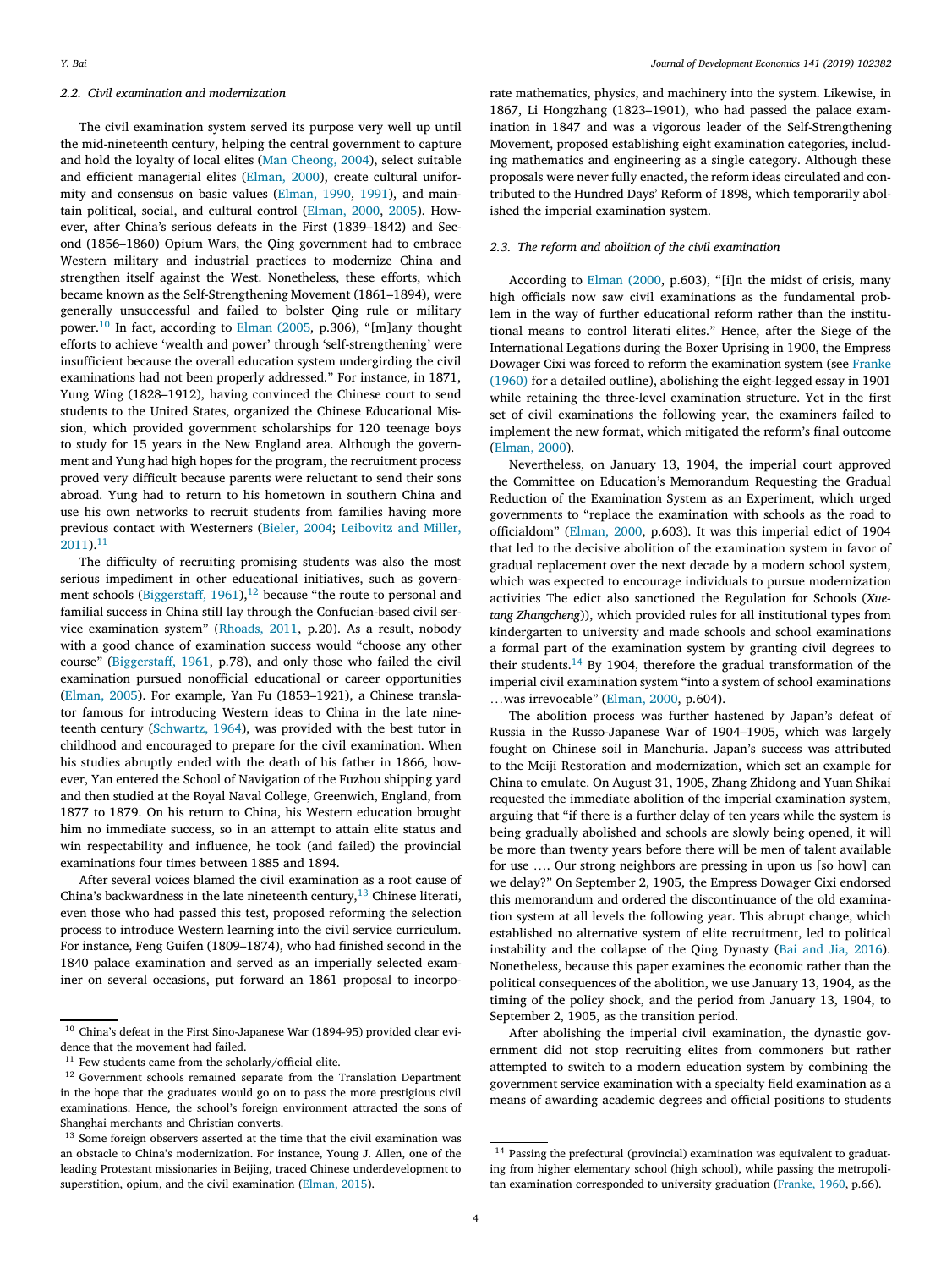### 2.2. Civil examination and modernization

The civil examination system served its purpose very well up until the mid-nineteenth century, helping the central government to capture and hold the loyalty of local elites (Man Cheong, 2004), select suitable and efficient managerial elites (Elman, 2000), create cultural uniformity and consensus on basic values (Elman, 1990, 1991), and maintain political, social, and cultural control (Elman, 2000, 2005). However, after China's serious defeats in the First (1839–1842) and Second (1856–1860) Opium Wars, the Qing government had to embrace Western military and industrial practices to modernize China and strengthen itself against the West. Nonetheless, these efforts, which became known as the Self-Strengthening Movement (1861–1894), were generally unsuccessful and failed to bolster Qing rule or military power.[10] In fact, according to Elman (2005, p.306), "[m]any thought efforts to achieve 'wealth and power' through 'self-strengthening' were insufficient because the overall education system undergirding the civil examinations had not been properly addressed." For instance, in 1871, Yung Wing (1828–1912), having convinced the Chinese court to send students to the United States, organized the Chinese Educational Mission, which provided government scholarships for 120 teenage boys to study for 15 years in the New England area. Although the government and Yung had high hopes for the program, the recruitment process proved very difficult because parents were reluctant to send their sons abroad. Yung had to return to his hometown in southern China and use his own networks to recruit students from families having more previous contact with Westerners (Bieler, 2004; Leibovitz and Miller, 2011).[11]

The difficulty of recruiting promising students was also the most serious impediment in other educational initiatives, such as government schools (Biggerstaff, 1961),[12] because "the route to personal and familial success in China still lay through the Confucian-based civil service examination system" (Rhoads, 2011, p.20). As a result, nobody with a good chance of examination success would "choose any other course" (Biggerstaff, 1961, p.78), and only those who failed the civil examination pursued nonofficial educational or career opportunities (Elman, 2005). For example, Yan Fu (1853–1921), a Chinese translator famous for introducing Western ideas to China in the late nineteenth century (Schwartz, 1964), was provided with the best tutor in childhood and encouraged to prepare for the civil examination. When his studies abruptly ended with the death of his father in 1866, however, Yan entered the School of Navigation of the Fuzhou shipping yard and then studied at the Royal Naval College, Greenwich, England, from 1877 to 1879. On his return to China, his Western education brought him no immediate success, so in an attempt to attain elite status and win respectability and influence, he took (and failed) the provincial examinations four times between 1885 and 1894.

After several voices blamed the civil examination as a root cause of China's backwardness in the late nineteenth century,[13] Chinese literati, even those who had passed this test, proposed reforming the selection process to introduce Western learning into the civil service curriculum. For instance, Feng Guifen (1809–1874), who had finished second in the 1840 palace examination and served as an imperially selected examiner on several occasions, put forward an 1861 proposal to incorporate mathematics, physics, and machinery into the system. Likewise, in 1867, Li Hongzhang (1823–1901), who had passed the palace examination in 1847 and was a vigorous leader of the Self-Strengthening Movement, proposed establishing eight examination categories, including mathematics and engineering as a single category. Although these proposals were never fully enacted, the reform ideas circulated and contributed to the Hundred Days' Reform of 1898, which temporarily abolished the imperial examination system.

### 2.3. The reform and abolition of the civil examination

According to Elman (2000, p.603), "[i]n the midst of crisis, many high officials now saw civil examinations as the fundamental problem in the way of further educational reform rather than the institutional means to control literati elites." Hence, after the Siege of the International Legations during the Boxer Uprising in 1900, the Empress Dowager Cixi was forced to reform the examination system (see Franke (1960) for a detailed outline), abolishing the eight-legged essay in 1901 while retaining the three-level examination structure. Yet in the first set of civil examinations the following year, the examiners failed to implement the new format, which mitigated the reform's final outcome (Elman, 2000).

Nevertheless, on January 13, 1904, the imperial court approved the Committee on Education's Memorandum Requesting the Gradual Reduction of the Examination System as an Experiment, which urged governments to "replace the examination with schools as the road to officialdom" (Elman, 2000, p.603). It was this imperial edict of 1904 that led to the decisive abolition of the examination system in favor of gradual replacement over the next decade by a modern school system, which was expected to encourage individuals to pursue modernization activities The edict also sanctioned the Regulation for Schools (*Xuetang Zhangcheng*)), which provided rules for all institutional types from kindergarten to university and made schools and school examinations a formal part of the examination system by granting civil degrees to their students.[14] By 1904, therefore the gradual transformation of the imperial civil examination system "into a system of school examinations …was irrevocable" (Elman, 2000, p.604).

The abolition process was further hastened by Japan's defeat of Russia in the Russo-Japanese War of 1904–1905, which was largely fought on Chinese soil in Manchuria. Japan's success was attributed to the Meiji Restoration and modernization, which set an example for China to emulate. On August 31, 1905, Zhang Zhidong and Yuan Shikai requested the immediate abolition of the imperial examination system, arguing that "if there is a further delay of ten years while the system is being gradually abolished and schools are slowly being opened, it will be more than twenty years before there will be men of talent available for use …. Our strong neighbors are pressing in upon us [so how] can we delay?" On September 2, 1905, the Empress Dowager Cixi endorsed this memorandum and ordered the discontinuance of the old examination system at all levels the following year. This abrupt change, which established no alternative system of elite recruitment, led to political instability and the collapse of the Qing Dynasty (Bai and Jia, 2016). Nonetheless, because this paper examines the economic rather than the political consequences of the abolition, we use January 13, 1904, as the timing of the policy shock, and the period from January 13, 1904, to September 2, 1905, as the transition period.

After abolishing the imperial civil examination, the dynastic government did not stop recruiting elites from commoners but rather attempted to switch to a modern education system by combining the government service examination with a specialty field examination as a means of awarding academic degrees and official positions to students

---

[10] China's defeat in the First Sino-Japanese War (1894-95) provided clear evidence that the movement had failed.

[11] Few students came from the scholarly/official elite.

[12] Government schools remained separate from the Translation Department in the hope that the graduates would go on to pass the more prestigious civil examinations. Hence, the school's foreign environment attracted the sons of Shanghai merchants and Christian converts.

[13] Some foreign observers asserted at the time that the civil examination was an obstacle to China's modernization. For instance, Young J. Allen, one of the leading Protestant missionaries in Beijing, traced Chinese underdevelopment to superstition, opium, and the civil examination (Elman, 2015).

[14] Passing the prefectural (provincial) examination was equivalent to graduating from higher elementary school (high school), while passing the metropolitan examination corresponded to university graduation (Franke, 1960, p.66).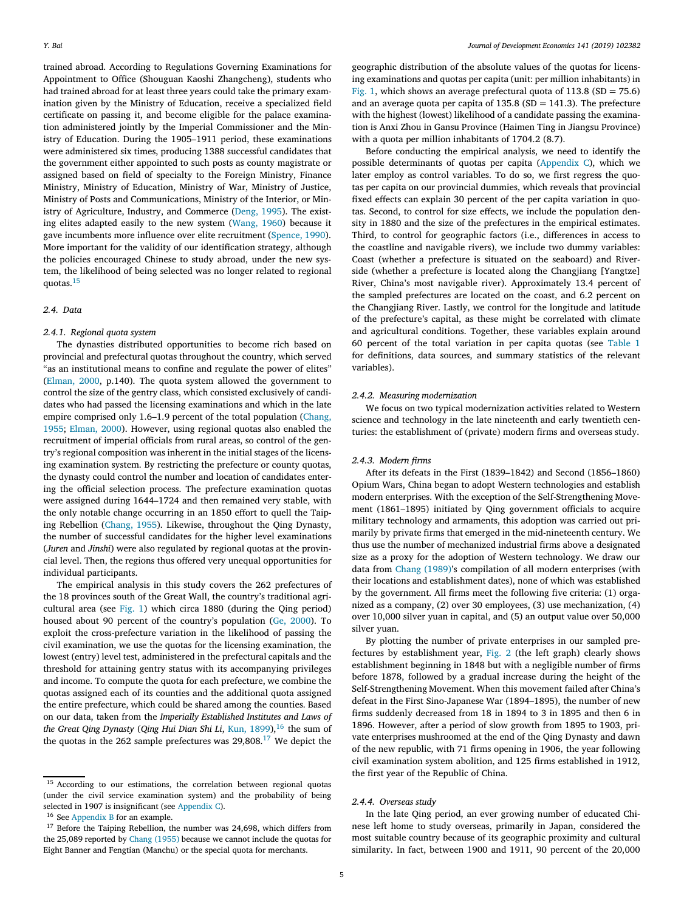trained abroad. According to Regulations Governing Examinations for Appointment to Office (Shouguan Kaoshi Zhangcheng), students who had trained abroad for at least three years could take the primary examination given by the Ministry of Education, receive a specialized field certificate on passing it, and become eligible for the palace examination administered jointly by the Imperial Commissioner and the Ministry of Education. During the 1905–1911 period, these examinations were administered six times, producing 1388 successful candidates that the government either appointed to such posts as county magistrate or assigned based on field of specialty to the Foreign Ministry, Finance Ministry, Ministry of Education, Ministry of War, Ministry of Justice, Ministry of Posts and Communications, Ministry of the Interior, or Ministry of Agriculture, Industry, and Commerce (Deng, 1995). The existing elites adapted easily to the new system (Wang, 1960) because it gave incumbents more influence over elite recruitment (Spence, 1990). More important for the validity of our identification strategy, although the policies encouraged Chinese to study abroad, under the new system, the likelihood of being selected was no longer related to regional quotas.[15]

### 2.4. Data

#### 2.4.1. Regional quota system

The dynasties distributed opportunities to become rich based on provincial and prefectural quotas throughout the country, which served "as an institutional means to confine and regulate the power of elites" (Elman, 2000, p.140). The quota system allowed the government to control the size of the gentry class, which consisted exclusively of candidates who had passed the licensing examinations and which in the late empire comprised only 1.6–1.9 percent of the total population (Chang, 1955; Elman, 2000). However, using regional quotas also enabled the recruitment of imperial officials from rural areas, so control of the gentry's regional composition was inherent in the initial stages of the licensing examination system. By restricting the prefecture or county quotas, the dynasty could control the number and location of candidates entering the official selection process. The prefecture examination quotas were assigned during 1644–1724 and then remained very stable, with the only notable change occurring in an 1850 effort to quell the Taiping Rebellion (Chang, 1955). Likewise, throughout the Qing Dynasty, the number of successful candidates for the higher level examinations (*Juren* and *Jinshi*) were also regulated by regional quotas at the provincial level. Then, the regions thus offered very unequal opportunities for individual participants.

The empirical analysis in this study covers the 262 prefectures of the 18 provinces south of the Great Wall, the country's traditional agricultural area (see Fig. 1) which circa 1880 (during the Qing period) housed about 90 percent of the country's population (Ge, 2000). To exploit the cross-prefecture variation in the likelihood of passing the civil examination, we use the quotas for the licensing examination, the lowest (entry) level test, administered in the prefectural capitals and the threshold for attaining gentry status with its accompanying privileges and income. To compute the quota for each prefecture, we combine the quotas assigned each of its counties and the additional quota assigned the entire prefecture, which could be shared among the counties. Based on our data, taken from the *Imperially Established Institutes and Laws of the Great Qing Dynasty* (*Qing Hui Dian Shi Li*, Kun, 1899),[16] the sum of the quotas in the 262 sample prefectures was 29,808.[17] We depict the geographic distribution of the absolute values of the quotas for licensing examinations and quotas per capita (unit: per million inhabitants) in Fig. 1, which shows an average prefectural quota of 113.8 (SD = 75.6) and an average quota per capita of 135.8 (SD = 141.3). The prefecture with the highest (lowest) likelihood of a candidate passing the examination is Anxi Zhou in Gansu Province (Haimen Ting in Jiangsu Province) with a quota per million inhabitants of 1704.2 (8.7).

Before conducting the empirical analysis, we need to identify the possible determinants of quotas per capita (Appendix C), which we later employ as control variables. To do so, we first regress the quotas per capita on our provincial dummies, which reveals that provincial fixed effects can explain 30 percent of the per capita variation in quotas. Second, to control for size effects, we include the population density in 1880 and the size of the prefectures in the empirical estimates. Third, to control for geographic factors (i.e., differences in access to the coastline and navigable rivers), we include two dummy variables: Coast (whether a prefecture is situated on the seaboard) and Riverside (whether a prefecture is located along the Changjiang [Yangtze] River, China's most navigable river). Approximately 13.4 percent of the sampled prefectures are located on the coast, and 6.2 percent on the Changjiang River. Lastly, we control for the longitude and latitude of the prefecture's capital, as these might be correlated with climate and agricultural conditions. Together, these variables explain around 60 percent of the total variation in per capita quotas (see Table 1 for definitions, data sources, and summary statistics of the relevant variables).

#### 2.4.2. Measuring modernization

We focus on two typical modernization activities related to Western science and technology in the late nineteenth and early twentieth centuries: the establishment of (private) modern firms and overseas study.

#### 2.4.3. Modern firms

After its defeats in the First (1839–1842) and Second (1856–1860) Opium Wars, China began to adopt Western technologies and establish modern enterprises. With the exception of the Self-Strengthening Movement (1861–1895) initiated by Qing government officials to acquire military technology and armaments, this adoption was carried out primarily by private firms that emerged in the mid-nineteenth century. We thus use the number of mechanized industrial firms above a designated size as a proxy for the adoption of Western technology. We draw our data from Chang (1989)'s compilation of all modern enterprises (with their locations and establishment dates), none of which was established by the government. All firms meet the following five criteria: (1) organized as a company, (2) over 30 employees, (3) use mechanization, (4) over 10,000 silver yuan in capital, and (5) an output value over 50,000 silver yuan.

By plotting the number of private enterprises in our sampled prefectures by establishment year, Fig. 2 (the left graph) clearly shows establishment beginning in 1848 but with a negligible number of firms before 1878, followed by a gradual increase during the height of the Self-Strengthening Movement. When this movement failed after China's defeat in the First Sino-Japanese War (1894–1895), the number of new firms suddenly decreased from 18 in 1894 to 3 in 1895 and then 6 in 1896. However, after a period of slow growth from 1895 to 1903, private enterprises mushroomed at the end of the Qing Dynasty and dawn of the new republic, with 71 firms opening in 1906, the year following civil examination system abolition, and 125 firms established in 1912, the first year of the Republic of China.

#### 2.4.4. Overseas study

In the late Qing period, an ever growing number of educated Chinese left home to study overseas, primarily in Japan, considered the most suitable country because of its geographic proximity and cultural similarity. In fact, between 1900 and 1911, 90 percent of the 20,000

---

[15] According to our estimations, the correlation between regional quotas (under the civil service examination system) and the probability of being selected in 1907 is insignificant (see Appendix C).

[16] See Appendix B for an example.

[17] Before the Taiping Rebellion, the number was 24,698, which differs from the 25,089 reported by Chang (1955) because we cannot include the quotas for Eight Banner and Fengtian (Manchu) or the special quota for merchants.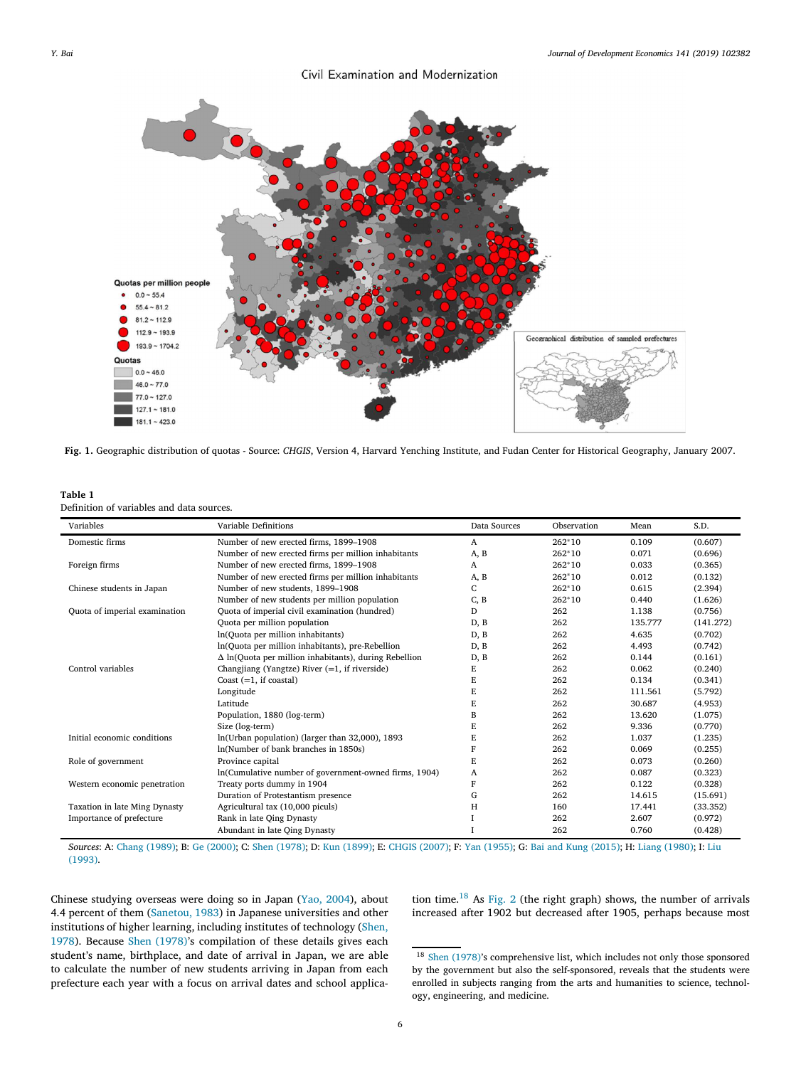Civil Examination and Modernization

Fig. 1. Geographic distribution of quotas - Source: *CHGIS*, Version 4, Harvard Yenching Institute, and Fudan Center for Historical Geography, January 2007.

**Table 1**

Definition of variables and data sources.

| Variables | Variable Definitions | Data Sources | Observation | Mean | S.D. |
|---|---|---|---|---|---|
| Domestic firms | Number of new erected firms, 1899–1908 | A | 262*10 | 0.109 | (0.607) |
| | Number of new erected firms per million inhabitants | A, B | 262*10 | 0.071 | (0.696) |
| Foreign firms | Number of new erected firms, 1899–1908 | A | 262*10 | 0.033 | (0.365) |
| | Number of new erected firms per million inhabitants | A, B | 262*10 | 0.012 | (0.132) |
| Chinese students in Japan | Number of new students, 1899–1908 | C | 262*10 | 0.615 | (2.394) |
| | Number of new students per million population | C, B | 262*10 | 0.440 | (1.626) |
| Quota of imperial examination | Quota of imperial civil examination (hundred) | D | 262 | 1.138 | (0.756) |
| | Quota per million population | D, B | 262 | 135.777 | (141.272) |
| | ln(Quota per million inhabitants) | D, B | 262 | 4.635 | (0.702) |
| | ln(Quota per million inhabitants), pre-Rebellion | D, B | 262 | 4.493 | (0.742) |
| | Δ ln(Quota per million inhabitants), during Rebellion | D, B | 262 | 0.144 | (0.161) |
| Control variables | Changjiang (Yangtze) River (=1, if riverside) | E | 262 | 0.062 | (0.240) |
| | Coast (=1, if coastal) | E | 262 | 0.134 | (0.341) |
| | Longitude | E | 262 | 111.561 | (5.792) |
| | Latitude | E | 262 | 30.687 | (4.953) |
| | Population, 1880 (log-term) | B | 262 | 13.620 | (1.075) |
| | Size (log-term) | E | 262 | 9.336 | (0.770) |
| Initial economic conditions | ln(Urban population) (larger than 32,000), 1893 | E | 262 | 1.037 | (1.235) |
| | ln(Number of bank branches in 1850s) | F | 262 | 0.069 | (0.255) |
| Role of government | Province capital | E | 262 | 0.073 | (0.260) |
| | ln(Cumulative number of government-owned firms, 1904) | A | 262 | 0.087 | (0.323) |
| Western economic penetration | Treaty ports dummy in 1904 | F | 262 | 0.122 | (0.328) |
| | Duration of Protestantism presence | G | 262 | 14.615 | (15.691) |
| Taxation in late Ming Dynasty | Agricultural tax (10,000 piculs) | H | 160 | 17.441 | (33.352) |
| Importance of prefecture | Rank in late Qing Dynasty | I | 262 | 2.607 | (0.972) |
| | Abundant in late Qing Dynasty | I | 262 | 0.760 | (0.428) |

*Sources*: A: Chang (1989); B: Ge (2000); C: Shen (1978); D: Kun (1899); E: CHGIS (2007); F: Yan (1955); G: Bai and Kung (2015); H: Liang (1980); I: Liu (1993).

Chinese studying overseas were doing so in Japan (Yao, 2004), about 4.4 percent of them (Sanetou, 1983) in Japanese universities and other institutions of higher learning, including institutes of technology (Shen, 1978). Because Shen (1978)'s compilation of these details gives each student's name, birthplace, and date of arrival in Japan, we are able to calculate the number of new students arriving in Japan from each prefecture each year with a focus on arrival dates and school application time.[18] As Fig. 2 (the right graph) shows, the number of arrivals increased after 1902 but decreased after 1905, perhaps because most

[18] Shen (1978)'s comprehensive list, which includes not only those sponsored by the government but also the self-sponsored, reveals that the students were enrolled in subjects ranging from the arts and humanities to science, technology, engineering, and medicine.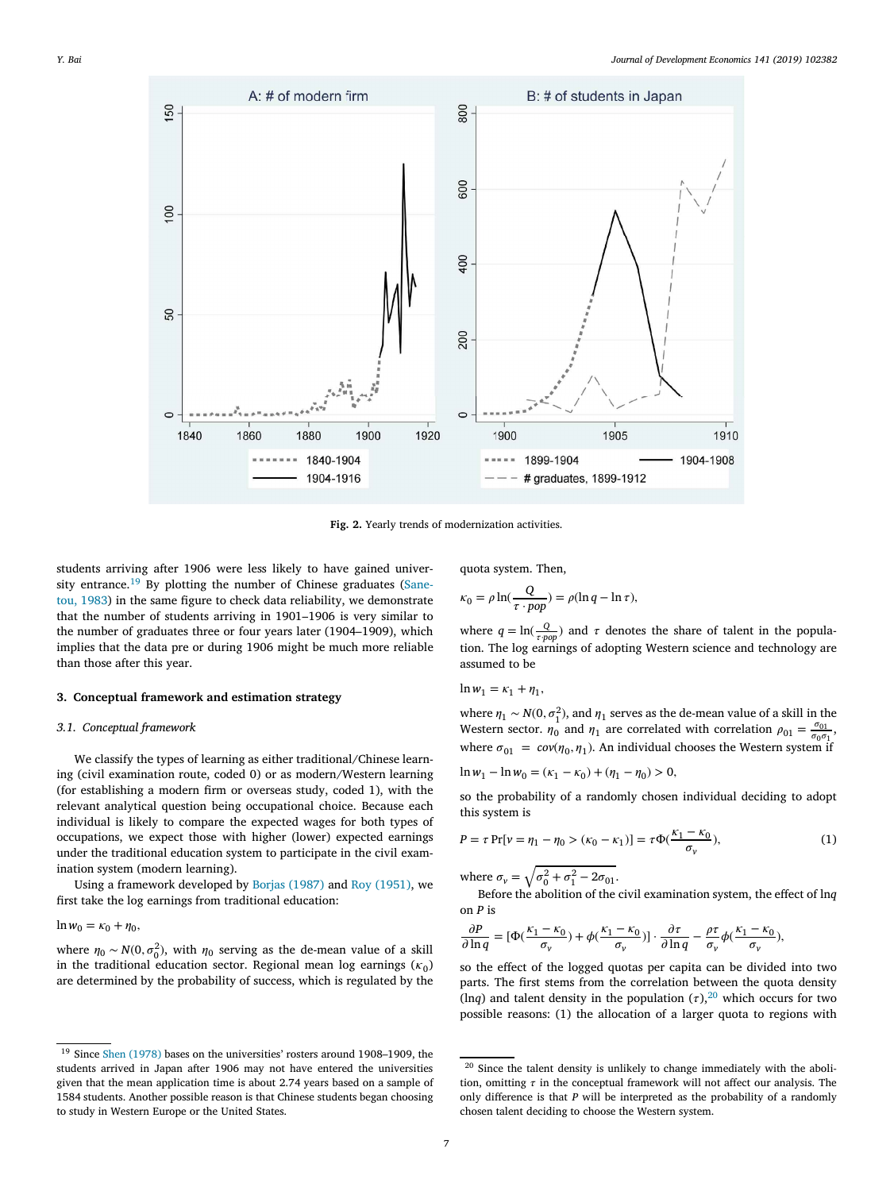Fig. 2. Yearly trends of modernization activities.

students arriving after 1906 were less likely to have gained university entrance.[19] By plotting the number of Chinese graduates (Sanetou, 1983) in the same figure to check data reliability, we demonstrate that the number of students arriving in 1901–1906 is very similar to the number of graduates three or four years later (1904–1909), which implies that the data pre or during 1906 might be much more reliable than those after this year.

## 3. Conceptual framework and estimation strategy

### 3.1. Conceptual framework

We classify the types of learning as either traditional/Chinese learning (civil examination route, coded 0) or as modern/Western learning (for establishing a modern firm or overseas study, coded 1), with the relevant analytical question being occupational choice. Because each individual is likely to compare the expected wages for both types of occupations, we expect those with higher (lower) expected earnings under the traditional education system to participate in the civil examination system (modern learning).

Using a framework developed by Borjas (1987) and Roy (1951), we first take the log earnings from traditional education:

$$\ln w_0 = \kappa_0 + \eta_0,$$

where $\eta_0 \sim N(0, \sigma_0^2)$, with $\eta_0$ serving as the de-mean value of a skill in the traditional education sector. Regional mean log earnings ($\kappa_0$) are determined by the probability of success, which is regulated by the quota system. Then,

$$\kappa_0 = \rho \ln(\frac{Q}{\tau \cdot pop}) = \rho(\ln q - \ln \tau),$$

where $q = \ln(\frac{Q}{\tau \cdot pop})$ and $\tau$ denotes the share of talent in the population. The log earnings of adopting Western science and technology are assumed to be

$$\ln w_1 = \kappa_1 + \eta_1,$$

where $\eta_1 \sim N(0, \sigma_1^2)$, and $\eta_1$ serves as the de-mean value of a skill in the Western sector. $\eta_0$ and $\eta_1$ are correlated with correlation $\rho_{01} = \frac{\sigma_{01}}{\sigma_0 \sigma_1}$, where $\sigma_{01} = cov(\eta_0, \eta_1)$. An individual chooses the Western system if

$$\ln w_1 - \ln w_0 = (\kappa_1 - \kappa_0) + (\eta_1 - \eta_0) > 0,$$

so the probability of a randomly chosen individual deciding to adopt this system is

$$P = \tau \Pr[\nu = \eta_1 - \eta_0 > (\kappa_0 - \kappa_1)] = \tau \Phi(\frac{\kappa_1 - \kappa_0}{\sigma_\nu}), \tag{1}$$

where $\sigma_\nu = \sqrt{\sigma_0^2 + \sigma_1^2 - 2\sigma_{01}}$.

Before the abolition of the civil examination system, the effect of ln$q$ on $P$ is

$$\frac{\partial P}{\partial \ln q} = [\Phi(\frac{\kappa_1 - \kappa_0}{\sigma_\nu}) + \phi(\frac{\kappa_1 - \kappa_0}{\sigma_\nu})] \cdot \frac{\partial \tau}{\partial \ln q} - \frac{\rho \tau}{\sigma_\nu} \phi(\frac{\kappa_1 - \kappa_0}{\sigma_\nu}),$$

so the effect of the logged quotas per capita can be divided into two parts. The first stems from the correlation between the quota density (ln$q$) and talent density in the population ($\tau$),[20] which occurs for two possible reasons: (1) the allocation of a larger quota to regions with

[19] Since Shen (1978) bases on the universities' rosters around 1908–1909, the students arrived in Japan after 1906 may not have entered the universities given that the mean application time is about 2.74 years based on a sample of 1584 students. Another possible reason is that Chinese students began choosing to study in Western Europe or the United States.

[20] Since the talent density is unlikely to change immediately with the abolition, omitting $\tau$ in the conceptual framework will not affect our analysis. The only difference is that $P$ will be interpreted as the probability of a randomly chosen talent deciding to choose the Western system.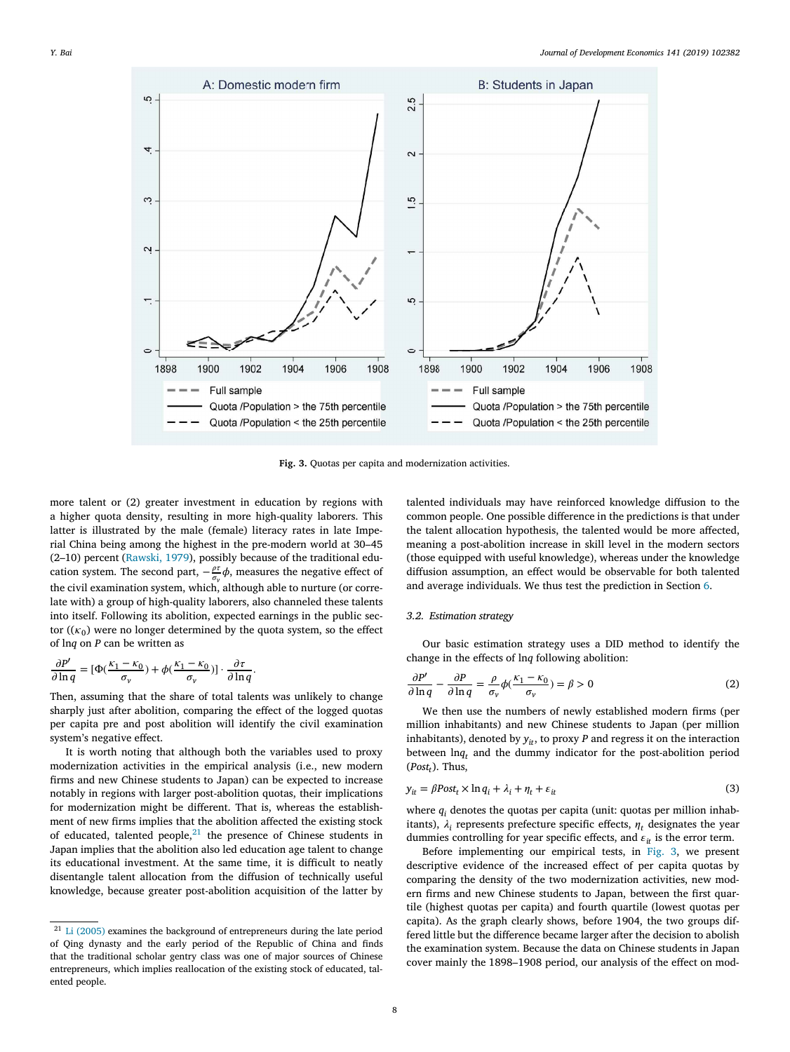Fig. 3. Quotas per capita and modernization activities.

more talent or (2) greater investment in education by regions with a higher quota density, resulting in more high-quality laborers. This latter is illustrated by the male (female) literacy rates in late Imperial China being among the highest in the pre-modern world at 30–45 (2–10) percent (Rawski, 1979), possibly because of the traditional education system. The second part, $-\frac{\rho\tau}{\sigma_v}\phi$, measures the negative effect of the civil examination system, which, although able to nurture (or correlate with) a group of high-quality laborers, also channeled these talents into itself. Following its abolition, expected earnings in the public sector (($\kappa_0$) were no longer determined by the quota system, so the effect of ln$q$ on $P$ can be written as

$$\frac{\partial P'}{\partial \ln q} = [\Phi(\frac{\kappa_1 - \kappa_0}{\sigma_v}) + \phi(\frac{\kappa_1 - \kappa_0}{\sigma_v})] \cdot \frac{\partial \tau}{\partial \ln q}.$$

Then, assuming that the share of total talents was unlikely to change sharply just after abolition, comparing the effect of the logged quotas per capita pre and post abolition will identify the civil examination system's negative effect.

It is worth noting that although both the variables used to proxy modernization activities in the empirical analysis (i.e., new modern firms and new Chinese students to Japan) can be expected to increase notably in regions with larger post-abolition quotas, their implications for modernization might be different. That is, whereas the establishment of new firms implies that the abolition affected the existing stock of educated, talented people,[21] the presence of Chinese students in Japan implies that the abolition also led education age talent to change its educational investment. At the same time, it is difficult to neatly disentangle talent allocation from the diffusion of technically useful knowledge, because greater post-abolition acquisition of the latter by talented individuals may have reinforced knowledge diffusion to the common people. One possible difference in the predictions is that under the talent allocation hypothesis, the talented would be more affected, meaning a post-abolition increase in skill level in the modern sectors (those equipped with useful knowledge), whereas under the knowledge diffusion assumption, an effect would be observable for both talented and average individuals. We thus test the prediction in Section 6.

### 3.2. Estimation strategy

Our basic estimation strategy uses a DID method to identify the change in the effects of ln$q$ following abolition:

$$\frac{\partial P'}{\partial \ln q} - \frac{\partial P}{\partial \ln q} = \frac{\rho}{\sigma_v}\phi(\frac{\kappa_1 - \kappa_0}{\sigma_v}) = \beta > 0 \tag{2}$$

We then use the numbers of newly established modern firms (per million inhabitants) and new Chinese students to Japan (per million inhabitants), denoted by $y_{it}$, to proxy $P$ and regress it on the interaction between ln$q_t$ and the dummy indicator for the post-abolition period ($Post_t$). Thus,

$$y_{it} = \beta Post_t \times \ln q_i + \lambda_i + \eta_t + \varepsilon_{it} \tag{3}$$

where $q_i$ denotes the quotas per capita (unit: quotas per million inhabitants), $\lambda_i$ represents prefecture specific effects, $\eta_t$ designates the year dummies controlling for year specific effects, and $\varepsilon_{it}$ is the error term.

Before implementing our empirical tests, in Fig. 3, we present descriptive evidence of the increased effect of per capita quotas by comparing the density of the two modernization activities, new modern firms and new Chinese students to Japan, between the first quartile (highest quotas per capita) and fourth quartile (lowest quotas per capita). As the graph clearly shows, before 1904, the two groups differed little but the difference became larger after the decision to abolish the examination system. Because the data on Chinese students in Japan cover mainly the 1898–1908 period, our analysis of the effect on mod-

[21] Li (2005) examines the background of entrepreneurs during the late period of Qing dynasty and the early period of the Republic of China and finds that the traditional scholar gentry class was one of major sources of Chinese entrepreneurs, which implies reallocation of the existing stock of educated, talented people.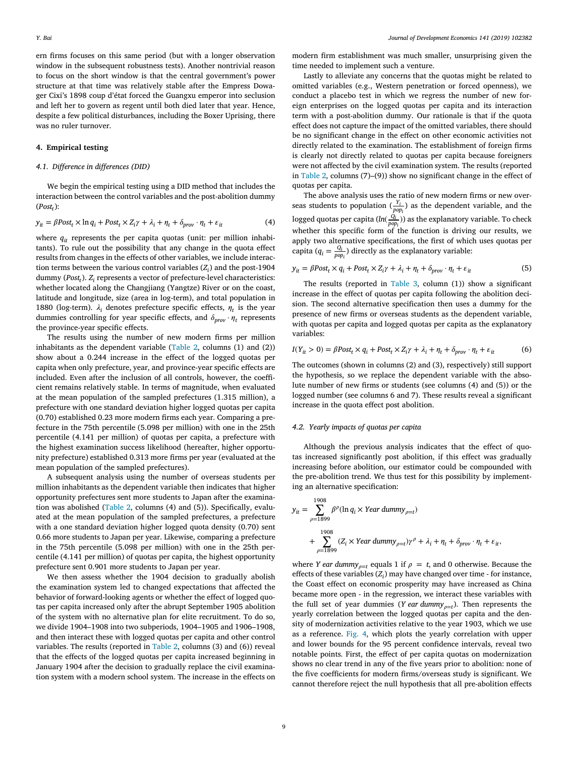ern firms focuses on this same period (but with a longer observation window in the subsequent robustness tests). Another nontrivial reason to focus on the short window is that the central government's power structure at that time was relatively stable after the Empress Dowager Cixi's 1898 coup d'état forced the Guangxu emperor into seclusion and left her to govern as regent until both died later that year. Hence, despite a few political disturbances, including the Boxer Uprising, there was no ruler turnover.

## 4. Empirical testing

### 4.1. Difference in differences (DID)

We begin the empirical testing using a DID method that includes the interaction between the control variables and the post-abolition dummy ($Post_t$):

$$y_{it} = \beta Post_t \times \ln q_i + Post_t \times Z_i\gamma + \lambda_i + \eta_t + \delta_{prov} \cdot \eta_t + \varepsilon_{it} \tag{4}$$

where $q_{it}$ represents the per capita quotas (unit: per million inhabitants). To rule out the possibility that any change in the quota effect results from changes in the effects of other variables, we include interaction terms between the various control variables ($Z_i$) and the post-1904 dummy ($Post_t$). $Z_i$ represents a vector of prefecture-level characteristics: whether located along the Changjiang (Yangtze) River or on the coast, latitude and longitude, size (area in log-term), and total population in 1880 (log-term). $\lambda_i$ denotes prefecture specific effects, $\eta_t$ is the year dummies controlling for year specific effects, and $\delta_{prov} \cdot \eta_t$ represents the province-year specific effects.

The results using the number of new modern firms per million inhabitants as the dependent variable (Table 2, columns (1) and (2)) show about a 0.244 increase in the effect of the logged quotas per capita when only prefecture, year, and province-year specific effects are included. Even after the inclusion of all controls, however, the coefficient remains relatively stable. In terms of magnitude, when evaluated at the mean population of the sampled prefectures (1.315 million), a prefecture with one standard deviation higher logged quotas per capita (0.70) established 0.23 more modern firms each year. Comparing a prefecture in the 75th percentile (5.098 per million) with one in the 25th percentile (4.141 per million) of quotas per capita, a prefecture with the highest examination success likelihood (hereafter, higher opportunity prefecture) established 0.313 more firms per year (evaluated at the mean population of the sampled prefectures).

A subsequent analysis using the number of overseas students per million inhabitants as the dependent variable then indicates that higher opportunity prefectures sent more students to Japan after the examination was abolished (Table 2, columns (4) and (5)). Specifically, evaluated at the mean population of the sampled prefectures, a prefecture with a one standard deviation higher logged quota density (0.70) sent 0.66 more students to Japan per year. Likewise, comparing a prefecture in the 75th percentile (5.098 per million) with one in the 25th percentile (4.141 per million) of quotas per capita, the highest opportunity prefecture sent 0.901 more students to Japan per year.

We then assess whether the 1904 decision to gradually abolish the examination system led to changed expectations that affected the behavior of forward-looking agents or whether the effect of logged quotas per capita increased only after the abrupt September 1905 abolition of the system with no alternative plan for elite recruitment. To do so, we divide 1904–1908 into two subperiods, 1904–1905 and 1906–1908, and then interact these with logged quotas per capita and other control variables. The results (reported in Table 2, columns (3) and (6)) reveal that the effects of the logged quotas per capita increased beginning in January 1904 after the decision to gradually replace the civil examination system with a modern school system. The increase in the effects on modern firm establishment was much smaller, unsurprising given the time needed to implement such a venture.

Lastly to alleviate any concerns that the quotas might be related to omitted variables (e.g., Western penetration or forced openness), we conduct a placebo test in which we regress the number of new foreign enterprises on the logged quotas per capita and its interaction term with a post-abolition dummy. Our rationale is that if the quota effect does not capture the impact of the omitted variables, there should be no significant change in the effect on other economic activities not directly related to the examination. The establishment of foreign firms is clearly not directly related to quotas per capita because foreigners were not affected by the civil examination system. The results (reported in Table 2, columns (7)–(9)) show no significant change in the effect of quotas per capita.

The above analysis uses the ratio of new modern firms or new overseas students to population ($\frac{Y_i}{pop_i}$) as the dependent variable, and the logged quotas per capita ($ln(\frac{Q_i}{pop_i})$) as the explanatory variable. To check whether this specific form of the function is driving our results, we apply two alternative specifications, the first of which uses quotas per capita ($q_i = \frac{Q_i}{pop_i}$) directly as the explanatory variable:

$$y_{it} = \beta Post_t \times q_i + Post_t \times Z_i\gamma + \lambda_i + \eta_t + \delta_{prov} \cdot \eta_t + \varepsilon_{it} \tag{5}$$

The results (reported in Table 3, column (1)) show a significant increase in the effect of quotas per capita following the abolition decision. The second alternative specification then uses a dummy for the presence of new firms or overseas students as the dependent variable, with quotas per capita and logged quotas per capita as the explanatory variables:

$$I(Y_{it} > 0) = \beta Post_t \times q_i + Post_t \times Z_i\gamma + \lambda_i + \eta_t + \delta_{prov} \cdot \eta_t + \varepsilon_{it} \tag{6}$$

The outcomes (shown in columns (2) and (3), respectively) still support the hypothesis, so we replace the dependent variable with the absolute number of new firms or students (see columns (4) and (5)) or the logged number (see columns 6 and 7). These results reveal a significant increase in the quota effect post abolition.

### 4.2. Yearly impacts of quotas per capita

Although the previous analysis indicates that the effect of quotas increased significantly post abolition, if this effect was gradually increasing before abolition, our estimator could be compounded with the pre-abolition trend. We thus test for this possibility by implementing an alternative specification:

$$y_{it} = \sum_{\rho=1899}^{1908} \beta^{\rho}(\ln q_i \times Year\ dummy_{\rho=t}) + \sum_{\rho=1899}^{1908} (Z_i \times Year\ dummy_{\rho=t})\gamma^{\rho} + \lambda_i + \eta_t + \delta_{prov} \cdot \eta_t + \varepsilon_{it},$$

where $Year\ dummy_{\rho=t}$ equals 1 if $\rho = t$, and 0 otherwise. Because the effects of these variables ($Z_i$) may have changed over time - for instance, the Coast effect on economic prosperity may have increased as China became more open - in the regression, we interact these variables with the full set of year dummies ($Year\ dummy_{\rho=t}$). Then represents the yearly correlation between the logged quotas per capita and the density of modernization activities relative to the year 1903, which we use as a reference. Fig. 4, which plots the yearly correlation with upper and lower bounds for the 95 percent confidence intervals, reveal two notable points. First, the effect of per capita quotas on modernization shows no clear trend in any of the five years prior to abolition: none of the five coefficients for modern firms/overseas study is significant. We cannot therefore reject the null hypothesis that all pre-abolition effects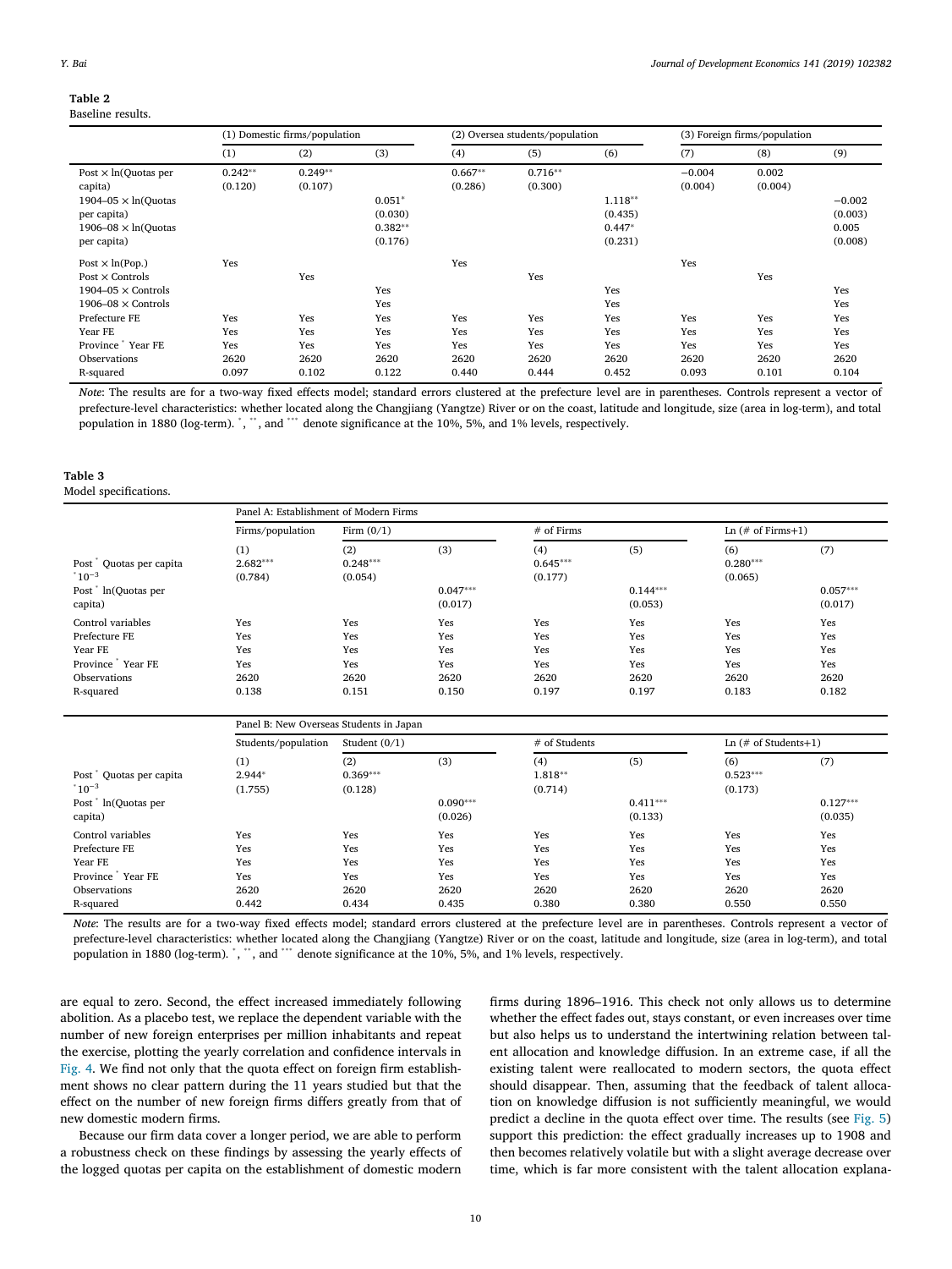**Table 2**
Baseline results.

| | (1) Domestic firms/population | | | (2) Oversea students/population | | | (3) Foreign firms/population | | |
|---|---|---|---|---|---|---|---|---|---|
| | (1) | (2) | (3) | (4) | (5) | (6) | (7) | (8) | (9) |
| Post × ln(Quotas per capita) | 0.242** | 0.249** | | 0.667** | 0.716** | | −0.004 | 0.002 | |
| | (0.120) | (0.107) | | (0.286) | (0.300) | | (0.004) | (0.004) | |
| 1904–05 × ln(Quotas per capita) | | | 0.051* | | | 1.118** | | | −0.002 |
| | | | (0.030) | | | (0.435) | | | (0.003) |
| 1906–08 × ln(Quotas per capita) | | | 0.382** | | | 0.447* | | | 0.005 |
| | | | (0.176) | | | (0.231) | | | (0.008) |
| Post × ln(Pop.) | Yes | | | Yes | | | Yes | | |
| Post × Controls | | Yes | | | Yes | | | Yes | |
| 1904–05 × Controls | | | Yes | | | Yes | | | Yes |
| 1906–08 × Controls | | | Yes | | | Yes | | | Yes |
| Prefecture FE | Yes | Yes | Yes | Yes | Yes | Yes | Yes | Yes | Yes |
| Year FE | Yes | Yes | Yes | Yes | Yes | Yes | Yes | Yes | Yes |
| Province * Year FE | Yes | Yes | Yes | Yes | Yes | Yes | Yes | Yes | Yes |
| Observations | 2620 | 2620 | 2620 | 2620 | 2620 | 2620 | 2620 | 2620 | 2620 |
| R-squared | 0.097 | 0.102 | 0.122 | 0.440 | 0.444 | 0.452 | 0.093 | 0.101 | 0.104 |

*Note*: The results are for a two-way fixed effects model; standard errors clustered at the prefecture level are in parentheses. Controls represent a vector of prefecture-level characteristics: whether located along the Changjiang (Yangtze) River or on the coast, latitude and longitude, size (area in log-term), and total population in 1880 (log-term). *, **, and *** denote significance at the 10%, 5%, and 1% levels, respectively.

**Table 3**
Model specifications.

| | Panel A: Establishment of Modern Firms | | | | | | |
|---|---|---|---|---|---|---|---|
| | Firms/population | Firm (0/1) | | # of Firms | | Ln (# of Firms+1) | |
| | (1) | (2) | (3) | (4) | (5) | (6) | (7) |
| Post * Quotas per capita *10−3 | 2.682*** | 0.248*** | | 0.645*** | | 0.280*** | |
| | (0.784) | (0.054) | | (0.177) | | (0.065) | |
| Post * ln(Quotas per capita) | | | 0.047*** | | 0.144*** | | 0.057*** |
| | | | (0.017) | | (0.053) | | (0.017) |
| Control variables | Yes | Yes | Yes | Yes | Yes | Yes | Yes |
| Prefecture FE | Yes | Yes | Yes | Yes | Yes | Yes | Yes |
| Year FE | Yes | Yes | Yes | Yes | Yes | Yes | Yes |
| Province * Year FE | Yes | Yes | Yes | Yes | Yes | Yes | Yes |
| Observations | 2620 | 2620 | 2620 | 2620 | 2620 | 2620 | 2620 |
| R-squared | 0.138 | 0.151 | 0.150 | 0.197 | 0.197 | 0.183 | 0.182 |

| | Panel B: New Overseas Students in Japan | | | | | | |
|---|---|---|---|---|---|---|---|
| | Students/population | Student (0/1) | | # of Students | | Ln (# of Students+1) | |
| | (1) | (2) | (3) | (4) | (5) | (6) | (7) |
| Post * Quotas per capita *10−3 | 2.944* | 0.369*** | | 1.818** | | 0.523*** | |
| | (1.755) | (0.128) | | (0.714) | | (0.173) | |
| Post * ln(Quotas per capita) | | | 0.090*** | | 0.411*** | | 0.127*** |
| | | | (0.026) | | (0.133) | | (0.035) |
| Control variables | Yes | Yes | Yes | Yes | Yes | Yes | Yes |
| Prefecture FE | Yes | Yes | Yes | Yes | Yes | Yes | Yes |
| Year FE | Yes | Yes | Yes | Yes | Yes | Yes | Yes |
| Province * Year FE | Yes | Yes | Yes | Yes | Yes | Yes | Yes |
| Observations | 2620 | 2620 | 2620 | 2620 | 2620 | 2620 | 2620 |
| R-squared | 0.442 | 0.434 | 0.435 | 0.380 | 0.380 | 0.550 | 0.550 |

*Note*: The results are for a two-way fixed effects model; standard errors clustered at the prefecture level are in parentheses. Controls represent a vector of prefecture-level characteristics: whether located along the Changjiang (Yangtze) River or on the coast, latitude and longitude, size (area in log-term), and total population in 1880 (log-term). *, **, and *** denote significance at the 10%, 5%, and 1% levels, respectively.

are equal to zero. Second, the effect increased immediately following abolition. As a placebo test, we replace the dependent variable with the number of new foreign enterprises per million inhabitants and repeat the exercise, plotting the yearly correlation and confidence intervals in Fig. 4. We find not only that the quota effect on foreign firm establishment shows no clear pattern during the 11 years studied but that the effect on the number of new foreign firms differs greatly from that of new domestic modern firms.

Because our firm data cover a longer period, we are able to perform a robustness check on these findings by assessing the yearly effects of the logged quotas per capita on the establishment of domestic modern firms during 1896–1916. This check not only allows us to determine whether the effect fades out, stays constant, or even increases over time but also helps us to understand the intertwining relation between talent allocation and knowledge diffusion. In an extreme case, if all the existing talent were reallocated to modern sectors, the quota effect should disappear. Then, assuming that the feedback of talent allocation on knowledge diffusion is not sufficiently meaningful, we would predict a decline in the quota effect over time. The results (see Fig. 5) support this prediction: the effect gradually increases up to 1908 and then becomes relatively volatile but with a slight average decrease over time, which is far more consistent with the talent allocation explana-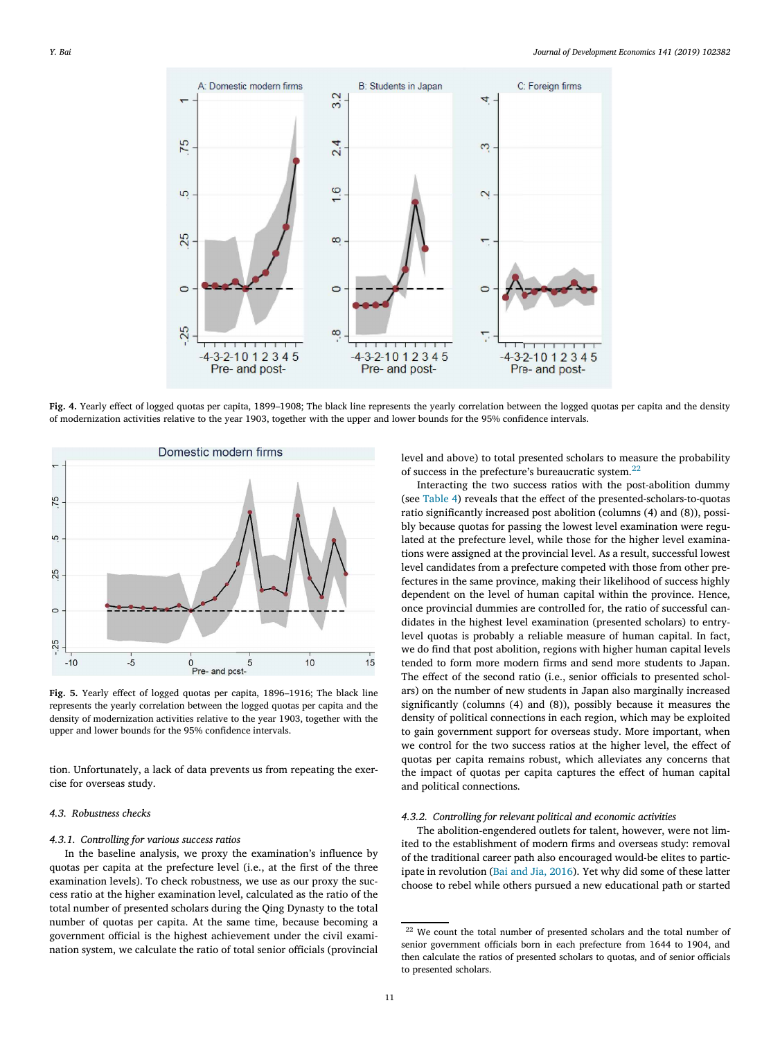**Fig. 4.** Yearly effect of logged quotas per capita, 1899–1908; The black line represents the yearly correlation between the logged quotas per capita and the density of modernization activities relative to the year 1903, together with the upper and lower bounds for the 95% confidence intervals.

**Fig. 5.** Yearly effect of logged quotas per capita, 1896–1916; The black line represents the yearly correlation between the logged quotas per capita and the density of modernization activities relative to the year 1903, together with the upper and lower bounds for the 95% confidence intervals.

tion. Unfortunately, a lack of data prevents us from repeating the exercise for overseas study.

### 4.3. Robustness checks

#### 4.3.1. Controlling for various success ratios

In the baseline analysis, we proxy the examination's influence by quotas per capita at the prefecture level (i.e., at the first of the three examination levels). To check robustness, we use as our proxy the success ratio at the higher examination level, calculated as the ratio of the total number of presented scholars during the Qing Dynasty to the total number of quotas per capita. At the same time, because becoming a government official is the highest achievement under the civil examination system, we calculate the ratio of total senior officials (provincial level and above) to total presented scholars to measure the probability of success in the prefecture's bureaucratic system.[22]

Interacting the two success ratios with the post-abolition dummy (see Table 4) reveals that the effect of the presented-scholars-to-quotas ratio significantly increased post abolition (columns (4) and (8)), possibly because quotas for passing the lowest level examination were regulated at the prefecture level, while those for the higher level examinations were assigned at the provincial level. As a result, successful lowest level candidates from a prefecture competed with those from other prefectures in the same province, making their likelihood of success highly dependent on the level of human capital within the province. Hence, once provincial dummies are controlled for, the ratio of successful candidates in the highest level examination (presented scholars) to entry-level quotas is probably a reliable measure of human capital. In fact, we do find that post abolition, regions with higher human capital levels tended to form more modern firms and send more students to Japan. The effect of the second ratio (i.e., senior officials to presented scholars) on the number of new students in Japan also marginally increased significantly (columns (4) and (8)), possibly because it measures the density of political connections in each region, which may be exploited to gain government support for overseas study. More important, when we control for the two success ratios at the higher level, the effect of quotas per capita remains robust, which alleviates any concerns that the impact of quotas per capita captures the effect of human capital and political connections.

#### 4.3.2. Controlling for relevant political and economic activities

The abolition-engendered outlets for talent, however, were not limited to the establishment of modern firms and overseas study: removal of the traditional career path also encouraged would-be elites to participate in revolution (Bai and Jia, 2016). Yet why did some of these latter choose to rebel while others pursued a new educational path or started

[22] We count the total number of presented scholars and the total number of senior government officials born in each prefecture from 1644 to 1904, and then calculate the ratios of presented scholars to quotas, and of senior officials to presented scholars.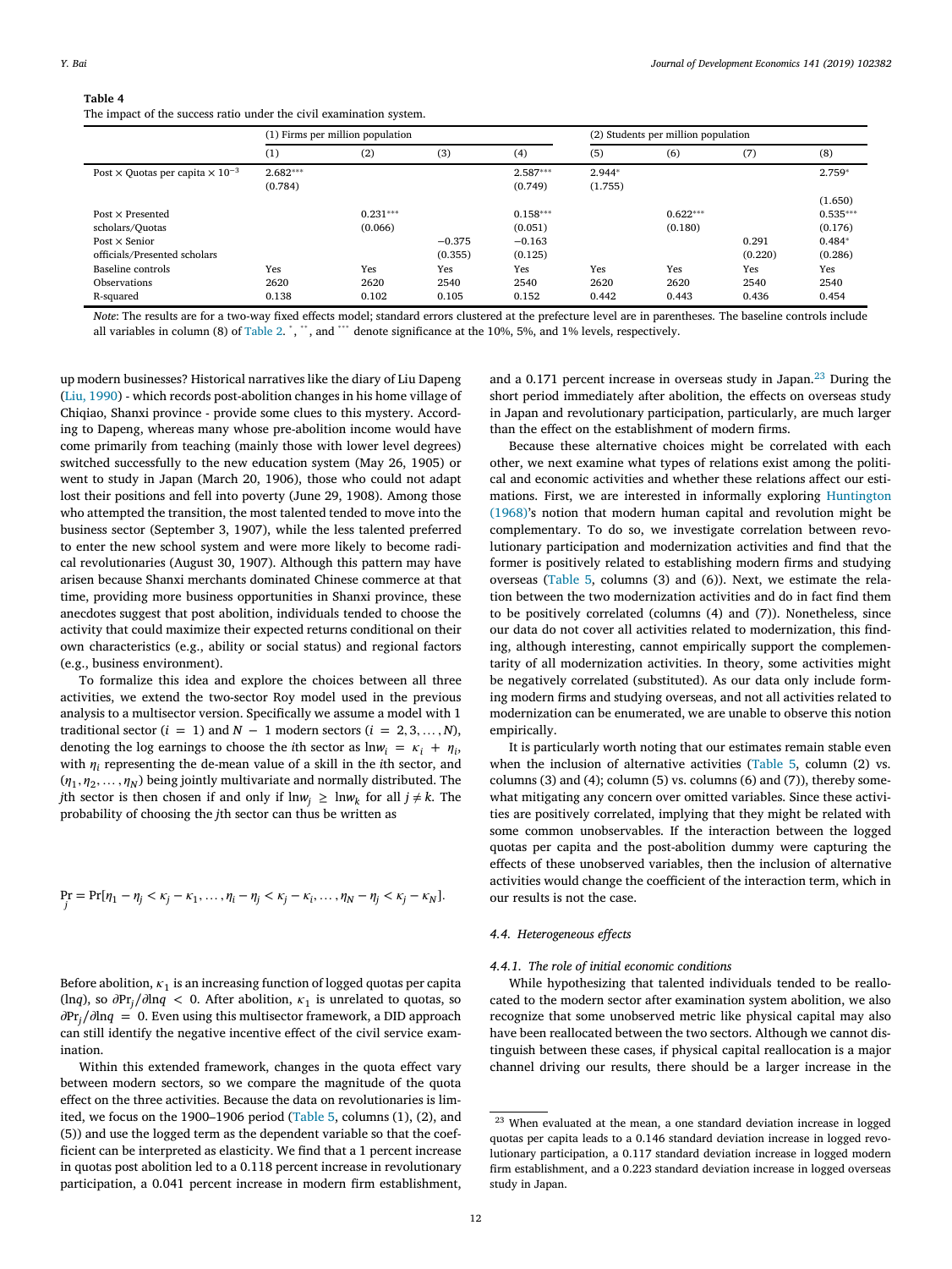**Table 4**
The impact of the success ratio under the civil examination system.

| | (1) Firms per million population | | | | (2) Students per million population | | | |
|---|---|---|---|---|---|---|---|---|
| | (1) | (2) | (3) | (4) | (5) | (6) | (7) | (8) |
| Post × Quotas per capita × $10^{-3}$ | 2.682*** | | | 2.587*** | 2.944* | | | 2.759* |
| | (0.784) | | | (0.749) | (1.755) | | | (1.650) |
| Post × Presented scholars/Quotas | | 0.231*** | | 0.158*** | | 0.622*** | | 0.535*** |
| | | (0.066) | | (0.051) | | (0.180) | | (0.176) |
| Post × Senior officials/Presented scholars | | | −0.375 | −0.163 | | | 0.291 | 0.484* |
| | | | (0.355) | (0.125) | | | (0.220) | (0.286) |
| Baseline controls | Yes | Yes | Yes | Yes | Yes | Yes | Yes | Yes |
| Observations | 2620 | 2620 | 2540 | 2540 | 2620 | 2620 | 2540 | 2540 |
| R-squared | 0.138 | 0.102 | 0.105 | 0.152 | 0.442 | 0.443 | 0.436 | 0.454 |

*Note*: The results are for a two-way fixed effects model; standard errors clustered at the prefecture level are in parentheses. The baseline controls include all variables in column (8) of Table 2. *, **, and *** denote significance at the 10%, 5%, and 1% levels, respectively.

up modern businesses? Historical narratives like the diary of Liu Dapeng (Liu, 1990) - which records post-abolition changes in his home village of Chiqiao, Shanxi province - provide some clues to this mystery. According to Dapeng, whereas many whose pre-abolition income would have come primarily from teaching (mainly those with lower level degrees) switched successfully to the new education system (May 26, 1905) or went to study in Japan (March 20, 1906), those who could not adapt lost their positions and fell into poverty (June 29, 1908). Among those who attempted the transition, the most talented tended to move into the business sector (September 3, 1907), while the less talented preferred to enter the new school system and were more likely to become radical revolutionaries (August 30, 1907). Although this pattern may have arisen because Shanxi merchants dominated Chinese commerce at that time, providing more business opportunities in Shanxi province, these anecdotes suggest that post abolition, individuals tended to choose the activity that could maximize their expected returns conditional on their own characteristics (e.g., ability or social status) and regional factors (e.g., business environment).

To formalize this idea and explore the choices between all three activities, we extend the two-sector Roy model used in the previous analysis to a multisector version. Specifically we assume a model with 1 traditional sector ($i = 1$) and $N - 1$ modern sectors ($i = 2, 3, \ldots, N$), denoting the log earnings to choose the $i$th sector as $\ln w_i = \kappa_i + \eta_i$, with $\eta_i$ representing the de-mean value of a skill in the $i$th sector, and $(\eta_1, \eta_2, \ldots, \eta_N)$ being jointly multivariate and normally distributed. The $j$th sector is then chosen if and only if $\ln w_j \geq \ln w_k$ for all $j \neq k$. The probability of choosing the $j$th sector can thus be written as

$$\Pr_j = \Pr[\eta_1 - \eta_j < \kappa_j - \kappa_1, \ldots, \eta_i - \eta_j < \kappa_j - \kappa_i, \ldots, \eta_N - \eta_j < \kappa_j - \kappa_N].$$

Before abolition, $\kappa_1$ is an increasing function of logged quotas per capita ($\ln q$), so $\partial \Pr_j / \partial \ln q < 0$. After abolition, $\kappa_1$ is unrelated to quotas, so $\partial \Pr_j / \partial \ln q = 0$. Even using this multisector framework, a DID approach can still identify the negative incentive effect of the civil service examination.

Within this extended framework, changes in the quota effect vary between modern sectors, so we compare the magnitude of the quota effect on the three activities. Because the data on revolutionaries is limited, we focus on the 1900–1906 period (Table 5, columns (1), (2), and (5)) and use the logged term as the dependent variable so that the coefficient can be interpreted as elasticity. We find that a 1 percent increase in quotas post abolition led to a 0.118 percent increase in revolutionary participation, a 0.041 percent increase in modern firm establishment, and a 0.171 percent increase in overseas study in Japan.[23] During the short period immediately after abolition, the effects on overseas study in Japan and revolutionary participation, particularly, are much larger than the effect on the establishment of modern firms.

Because these alternative choices might be correlated with each other, we next examine what types of relations exist among the political and economic activities and whether these relations affect our estimations. First, we are interested in informally exploring Huntington (1968)'s notion that modern human capital and revolution might be complementary. To do so, we investigate correlation between revolutionary participation and modernization activities and find that the former is positively related to establishing modern firms and studying overseas (Table 5, columns (3) and (6)). Next, we estimate the relation between the two modernization activities and do in fact find them to be positively correlated (columns (4) and (7)). Nonetheless, since our data do not cover all activities related to modernization, this finding, although interesting, cannot empirically support the complementarity of all modernization activities. In theory, some activities might be negatively correlated (substituted). As our data only include forming modern firms and studying overseas, and not all activities related to modernization can be enumerated, we are unable to observe this notion empirically.

It is particularly worth noting that our estimates remain stable even when the inclusion of alternative activities (Table 5, column (2) vs. columns (3) and (4); column (5) vs. columns (6) and (7)), thereby somewhat mitigating any concern over omitted variables. Since these activities are positively correlated, implying that they might be related with some common unobservables. If the interaction between the logged quotas per capita and the post-abolition dummy were capturing the effects of these unobserved variables, then the inclusion of alternative activities would change the coefficient of the interaction term, which in our results is not the case.

#### 4.4. Heterogeneous effects

##### 4.4.1. The role of initial economic conditions

While hypothesizing that talented individuals tended to be reallocated to the modern sector after examination system abolition, we also recognize that some unobserved metric like physical capital may also have been reallocated between the two sectors. Although we cannot distinguish between these cases, if physical capital reallocation is a major channel driving our results, there should be a larger increase in the

[23] When evaluated at the mean, a one standard deviation increase in logged quotas per capita leads to a 0.146 standard deviation increase in logged revolutionary participation, a 0.117 standard deviation increase in logged modern firm establishment, and a 0.223 standard deviation increase in logged overseas study in Japan.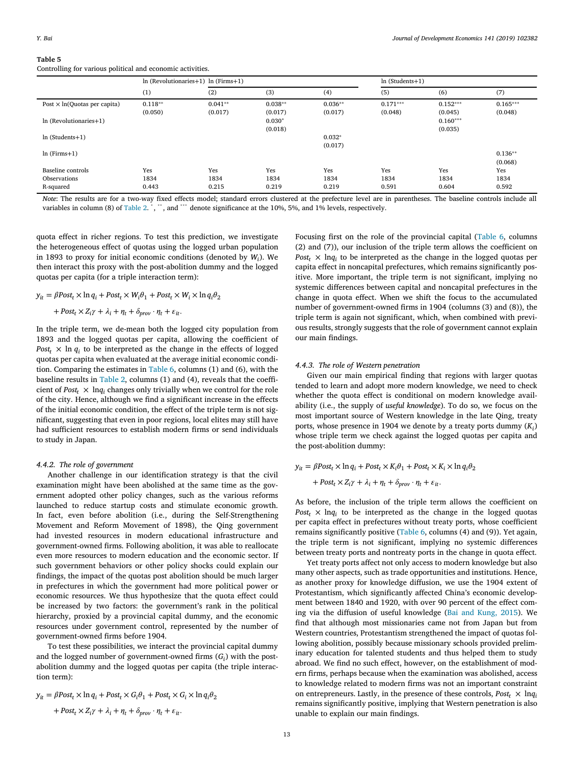**Table 5**
Controlling for various political and economic activities.

| | ln (Revolutionaries+1) | ln (Firms+1) | | | ln (Students+1) | | |
|---|---|---|---|---|---|---|---|
| | (1) | (2) | (3) | (4) | (5) | (6) | (7) |
| Post × ln(Quotas per capita) | 0.118** | 0.041** | 0.038** | 0.036** | 0.171*** | 0.152*** | 0.165*** |
| | (0.050) | (0.017) | (0.017) | (0.017) | (0.048) | (0.045) | (0.048) |
| ln (Revolutionaries+1) | | | 0.030* | | | 0.160*** | |
| | | | (0.018) | | | (0.035) | |
| ln (Students+1) | | | | 0.032* | | | |
| | | | | (0.017) | | | |
| ln (Firms+1) | | | | | | | 0.136** |
| | | | | | | | (0.068) |
| Baseline controls | Yes | Yes | Yes | Yes | Yes | Yes | Yes |
| Observations | 1834 | 1834 | 1834 | 1834 | 1834 | 1834 | 1834 |
| R-squared | 0.443 | 0.215 | 0.219 | 0.219 | 0.591 | 0.604 | 0.592 |

*Note*: The results are for a two-way fixed effects model; standard errors clustered at the prefecture level are in parentheses. The baseline controls include all variables in column (8) of Table 2. *, **, and *** denote significance at the 10%, 5%, and 1% levels, respectively.

quota effect in richer regions. To test this prediction, we investigate the heterogeneous effect of quotas using the logged urban population in 1893 to proxy for initial economic conditions (denoted by $W_i$). We then interact this proxy with the post-abolition dummy and the logged quotas per capita (for a triple interaction term):

$$y_{it} = \beta Post_t \times \ln q_i + Post_t \times W_i \theta_1 + Post_t \times W_i \times \ln q_i \theta_2 + Post_t \times Z_i \gamma + \lambda_i + \eta_t + \delta_{prov} \cdot \eta_t + \varepsilon_{it}.$$

In the triple term, we de-mean both the logged city population from 1893 and the logged quotas per capita, allowing the coefficient of $Post_t \times \ln q_i$ to be interpreted as the change in the effects of logged quotas per capita when evaluated at the average initial economic condition. Comparing the estimates in Table 6, columns (1) and (6), with the baseline results in Table 2, columns (1) and (4), reveals that the coefficient of $Post_t \times \ln q_i$ changes only trivially when we control for the role of the city. Hence, although we find a significant increase in the effects of the initial economic condition, the effect of the triple term is not significant, suggesting that even in poor regions, local elites may still have had sufficient resources to establish modern firms or send individuals to study in Japan.

#### 4.4.2. The role of government

Another challenge in our identification strategy is that the civil examination might have been abolished at the same time as the government adopted other policy changes, such as the various reforms launched to reduce startup costs and stimulate economic growth. In fact, even before abolition (i.e., during the Self-Strengthening Movement and Reform Movement of 1898), the Qing government had invested resources in modern educational infrastructure and government-owned firms. Following abolition, it was able to reallocate even more resources to modern education and the economic sector. If such government behaviors or other policy shocks could explain our findings, the impact of the quotas post abolition should be much larger in prefectures in which the government had more political power or economic resources. We thus hypothesize that the quota effect could be increased by two factors: the government's rank in the political hierarchy, proxied by a provincial capital dummy, and the economic resources under government control, represented by the number of government-owned firms before 1904.

To test these possibilities, we interact the provincial capital dummy and the logged number of government-owned firms ($G_i$) with the post-abolition dummy and the logged quotas per capita (the triple interaction term):

$$y_{it} = \beta Post_t \times \ln q_i + Post_t \times G_i \theta_1 + Post_t \times G_i \times \ln q_i \theta_2 + Post_t \times Z_i \gamma + \lambda_i + \eta_t + \delta_{prov} \cdot \eta_t + \varepsilon_{it}.$$

Focusing first on the role of the provincial capital (Table 6, columns (2) and (7)), our inclusion of the triple term allows the coefficient on $Post_t \times \ln q_i$ to be interpreted as the change in the logged quotas per capita effect in noncapital prefectures, which remains significantly positive. More important, the triple term is not significant, implying no systemic differences between capital and noncapital prefectures in the change in quota effect. When we shift the focus to the accumulated number of government-owned firms in 1904 (columns (3) and (8)), the triple term is again not significant, which, when combined with previous results, strongly suggests that the role of government cannot explain our main findings.

#### 4.4.3. The role of Western penetration

Given our main empirical finding that regions with larger quotas tended to learn and adopt more modern knowledge, we need to check whether the quota effect is conditional on modern knowledge availability (i.e., the supply of *useful knowledge*). To do so, we focus on the most important source of Western knowledge in the late Qing, treaty ports, whose presence in 1904 we denote by a treaty ports dummy ($K_i$) whose triple term we check against the logged quotas per capita and the post-abolition dummy:

$$y_{it} = \beta Post_t \times \ln q_i + Post_t \times K_i \theta_1 + Post_t \times K_i \times \ln q_i \theta_2 + Post_t \times Z_i \gamma + \lambda_i + \eta_t + \delta_{prov} \cdot \eta_t + \varepsilon_{it}.$$

As before, the inclusion of the triple term allows the coefficient on $Post_t \times \ln q_i$ to be interpreted as the change in the logged quotas per capita effect in prefectures without treaty ports, whose coefficient remains significantly positive (Table 6, columns (4) and (9)). Yet again, the triple term is not significant, implying no systemic differences between treaty ports and nontreaty ports in the change in quota effect.

Yet treaty ports affect not only access to modern knowledge but also many other aspects, such as trade opportunities and institutions. Hence, as another proxy for knowledge diffusion, we use the 1904 extent of Protestantism, which significantly affected China's economic development between 1840 and 1920, with over 90 percent of the effect coming via the diffusion of useful knowledge (Bai and Kung, 2015). We find that although most missionaries came not from Japan but from Western countries, Protestantism strengthened the impact of quotas following abolition, possibly because missionary schools provided preliminary education for talented students and thus helped them to study abroad. We find no such effect, however, on the establishment of modern firms, perhaps because when the examination was abolished, access to knowledge related to modern firms was not an important constraint on entrepreneurs. Lastly, in the presence of these controls, $Post_t \times \ln q_i$ remains significantly positive, implying that Western penetration is also unable to explain our main findings.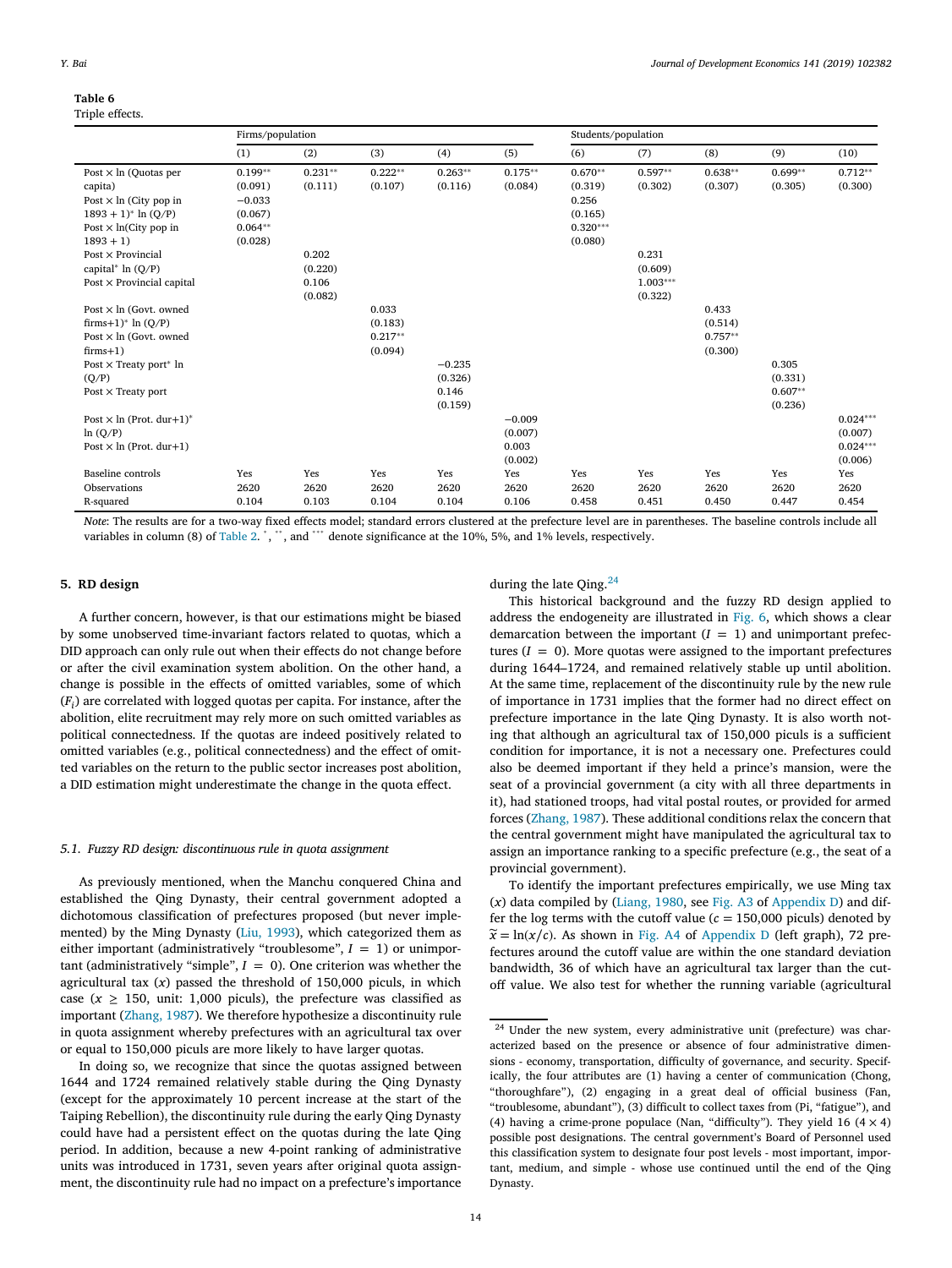**Table 6**
Triple effects.

| | Firms/population | | | | | Students/population | | | | |
|---|---|---|---|---|---|---|---|---|---|---|
| | (1) | (2) | (3) | (4) | (5) | (6) | (7) | (8) | (9) | (10) |
| Post × ln (Quotas per capita) | 0.199** | 0.231** | 0.222** | 0.263** | 0.175** | 0.670** | 0.597** | 0.638** | 0.699** | 0.712** |
| | (0.091) | (0.111) | (0.107) | (0.116) | (0.084) | (0.319) | (0.302) | (0.307) | (0.305) | (0.300) |
| Post × ln (City pop in 1893 + 1)* ln (Q/P) | −0.033 | | | | | 0.256 | | | | |
| | (0.067) | | | | | (0.165) | | | | |
| Post × ln(City pop in 1893 + 1) | 0.064** | | | | | 0.320*** | | | | |
| | (0.028) | | | | | (0.080) | | | | |
| Post × Provincial capital* ln (Q/P) | | 0.202 | | | | | 0.231 | | | |
| | | (0.220) | | | | | (0.609) | | | |
| Post × Provincial capital | | 0.106 | | | | | 1.003*** | | | |
| | | (0.082) | | | | | (0.322) | | | |
| Post × ln (Govt. owned firms+1)* ln (Q/P) | | | 0.033 | | | | | 0.433 | | |
| | | | (0.183) | | | | | (0.514) | | |
| Post × ln (Govt. owned firms+1) | | | 0.217** | | | | | 0.757** | | |
| | | | (0.094) | | | | | (0.300) | | |
| Post × Treaty port* ln (Q/P) | | | | −0.235 | | | | | 0.305 | |
| | | | | (0.326) | | | | | (0.331) | |
| Post × Treaty port | | | | 0.146 | | | | | 0.607** | |
| | | | | (0.159) | | | | | (0.236) | |
| Post × ln (Prot. dur+1)* ln (Q/P) | | | | | −0.009 | | | | | 0.024*** |
| | | | | | (0.007) | | | | | (0.007) |
| Post × ln (Prot. dur+1) | | | | | 0.003 | | | | | 0.024*** |
| | | | | | (0.002) | | | | | (0.006) |
| Baseline controls | Yes | Yes | Yes | Yes | Yes | Yes | Yes | Yes | Yes | Yes |
| Observations | 2620 | 2620 | 2620 | 2620 | 2620 | 2620 | 2620 | 2620 | 2620 | 2620 |
| R-squared | 0.104 | 0.103 | 0.104 | 0.104 | 0.106 | 0.458 | 0.451 | 0.450 | 0.447 | 0.454 |

*Note*: The results are for a two-way fixed effects model; standard errors clustered at the prefecture level are in parentheses. The baseline controls include all variables in column (8) of Table 2. *, **, and *** denote significance at the 10%, 5%, and 1% levels, respectively.

## 5. RD design

A further concern, however, is that our estimations might be biased by some unobserved time-invariant factors related to quotas, which a DID approach can only rule out when their effects do not change before or after the civil examination system abolition. On the other hand, a change is possible in the effects of omitted variables, some of which ($F_i$) are correlated with logged quotas per capita. For instance, after the abolition, elite recruitment may rely more on such omitted variables as political connectedness. If the quotas are indeed positively related to omitted variables (e.g., political connectedness) and the effect of omitted variables on the return to the public sector increases post abolition, a DID estimation might underestimate the change in the quota effect.

### 5.1. Fuzzy RD design: discontinuous rule in quota assignment

As previously mentioned, when the Manchu conquered China and established the Qing Dynasty, their central government adopted a dichotomous classification of prefectures proposed (but never implemented) by the Ming Dynasty (Liu, 1993), which categorized them as either important (administratively "troublesome", $I = 1$) or unimportant (administratively "simple", $I = 0$). One criterion was whether the agricultural tax ($x$) passed the threshold of 150,000 piculs, in which case ($x \geq 150$, unit: 1,000 piculs), the prefecture was classified as important (Zhang, 1987). We therefore hypothesize a discontinuity rule in quota assignment whereby prefectures with an agricultural tax over or equal to 150,000 piculs are more likely to have larger quotas.

In doing so, we recognize that since the quotas assigned between 1644 and 1724 remained relatively stable during the Qing Dynasty (except for the approximately 10 percent increase at the start of the Taiping Rebellion), the discontinuity rule during the early Qing Dynasty could have had a persistent effect on the quotas during the late Qing period. In addition, because a new 4-point ranking of administrative units was introduced in 1731, seven years after original quota assignment, the discontinuity rule had no impact on a prefecture's importance during the late Qing.[24]

This historical background and the fuzzy RD design applied to address the endogeneity are illustrated in Fig. 6, which shows a clear demarcation between the important ($I = 1$) and unimportant prefectures ($I = 0$). More quotas were assigned to the important prefectures during 1644–1724, and remained relatively stable up until abolition. At the same time, replacement of the discontinuity rule by the new rule of importance in 1731 implies that the former had no direct effect on prefecture importance in the late Qing Dynasty. It is also worth noting that although an agricultural tax of 150,000 piculs is a sufficient condition for importance, it is not a necessary one. Prefectures could also be deemed important if they held a prince's mansion, were the seat of a provincial government (a city with all three departments in it), had stationed troops, had vital postal routes, or provided for armed forces (Zhang, 1987). These additional conditions relax the concern that the central government might have manipulated the agricultural tax to assign an importance ranking to a specific prefecture (e.g., the seat of a provincial government).

To identify the important prefectures empirically, we use Ming tax ($x$) data compiled by (Liang, 1980, see Fig. A3 of Appendix D) and differ the log terms with the cutoff value ($c = 150{,}000$ piculs) denoted by $\tilde{x} = \ln(x/c)$. As shown in Fig. A4 of Appendix D (left graph), 72 prefectures around the cutoff value are within the one standard deviation bandwidth, 36 of which have an agricultural tax larger than the cutoff value. We also test for whether the running variable (agricultural

[24] Under the new system, every administrative unit (prefecture) was characterized based on the presence or absence of four administrative dimensions - economy, transportation, difficulty of governance, and security. Specifically, the four attributes are (1) having a center of communication (Chong, "thoroughfare"), (2) engaging in a great deal of official business (Fan, "troublesome, abundant"), (3) difficult to collect taxes from (Pi, "fatigue"), and (4) having a crime-prone populace (Nan, "difficulty"). They yield 16 ($4 \times 4$) possible post designations. The central government's Board of Personnel used this classification system to designate four post levels - most important, important, medium, and simple - whose use continued until the end of the Qing Dynasty.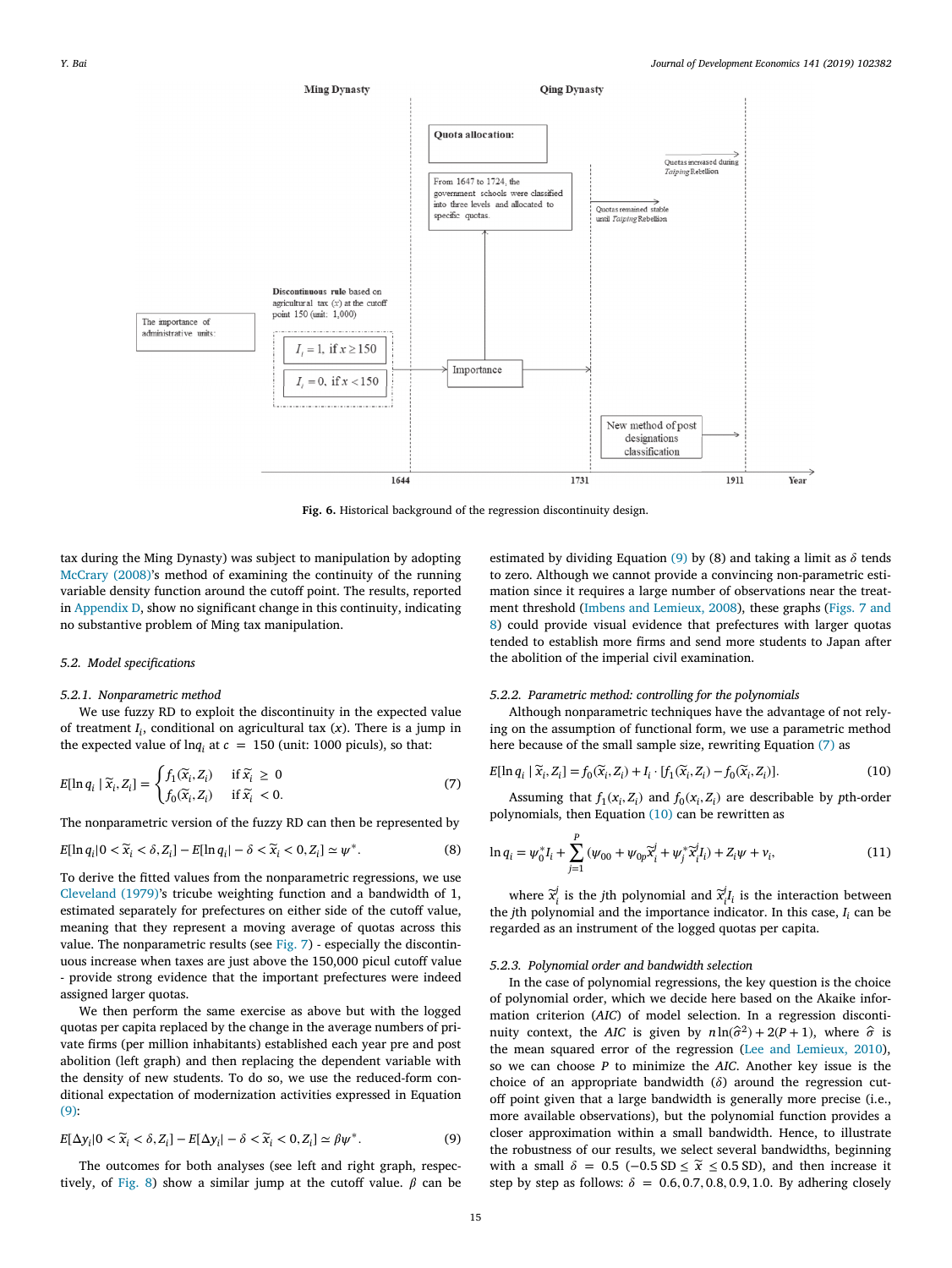Fig. 6. Historical background of the regression discontinuity design.

tax during the Ming Dynasty) was subject to manipulation by adopting McCrary (2008)'s method of examining the continuity of the running variable density function around the cutoff point. The results, reported in Appendix D, show no significant change in this continuity, indicating no substantive problem of Ming tax manipulation.

### 5.2. Model specifications

#### 5.2.1. Nonparametric method

We use fuzzy RD to exploit the discontinuity in the expected value of treatment $I_i$, conditional on agricultural tax ($x$). There is a jump in the expected value of $\ln q_i$ at $c = 150$ (unit: 1000 piculs), so that:

$$E[\ln q_i \mid \tilde{x}_i, Z_i] = \begin{cases} f_1(\tilde{x}_i, Z_i) & \text{if } \tilde{x}_i \geq 0 \\ f_0(\tilde{x}_i, Z_i) & \text{if } \tilde{x}_i < 0. \end{cases} \tag{7}$$

The nonparametric version of the fuzzy RD can then be represented by

$$E[\ln q_i | 0 < \tilde{x}_i < \delta, Z_i] - E[\ln q_i | -\delta < \tilde{x}_i < 0, Z_i] \simeq \psi^*. \tag{8}$$

To derive the fitted values from the nonparametric regressions, we use Cleveland (1979)'s tricube weighting function and a bandwidth of 1, estimated separately for prefectures on either side of the cutoff value, meaning that they represent a moving average of quotas across this value. The nonparametric results (see Fig. 7) - especially the discontinuous increase when taxes are just above the 150,000 picul cutoff value - provide strong evidence that the important prefectures were indeed assigned larger quotas.

We then perform the same exercise as above but with the logged quotas per capita replaced by the change in the average numbers of private firms (per million inhabitants) established each year pre and post abolition (left graph) and then replacing the dependent variable with the density of new students. To do so, we use the reduced-form conditional expectation of modernization activities expressed in Equation (9):

$$E[\Delta y_i | 0 < \tilde{x}_i < \delta, Z_i] - E[\Delta y_i | -\delta < \tilde{x}_i < 0, Z_i] \simeq \beta\psi^*. \tag{9}$$

The outcomes for both analyses (see left and right graph, respectively, of Fig. 8) show a similar jump at the cutoff value. $\beta$ can be estimated by dividing Equation (9) by (8) and taking a limit as $\delta$ tends to zero. Although we cannot provide a convincing non-parametric estimation since it requires a large number of observations near the treatment threshold (Imbens and Lemieux, 2008), these graphs (Figs. 7 and 8) could provide visual evidence that prefectures with larger quotas tended to establish more firms and send more students to Japan after the abolition of the imperial civil examination.

#### 5.2.2. Parametric method: controlling for the polynomials

Although nonparametric techniques have the advantage of not relying on the assumption of functional form, we use a parametric method here because of the small sample size, rewriting Equation (7) as

$$E[\ln q_i \mid \tilde{x}_i, Z_i] = f_0(\tilde{x}_i, Z_i) + I_i \cdot [f_1(\tilde{x}_i, Z_i) - f_0(\tilde{x}_i, Z_i)]. \tag{10}$$

Assuming that $f_1(x_i, Z_i)$ and $f_0(x_i, Z_i)$ are describable by $p$th-order polynomials, then Equation (10) can be rewritten as

$$\ln q_i = \psi_0^* I_i + \sum_{j=1}^{P} (\psi_{00} + \psi_{0p}\tilde{x}_i^j + \psi_j^* \tilde{x}_i^j I_i) + Z_i\psi + v_i, \tag{11}$$

where $\tilde{x}_i^j$ is the $j$th polynomial and $\tilde{x}_i^j I_i$ is the interaction between the $j$th polynomial and the importance indicator. In this case, $I_i$ can be regarded as an instrument of the logged quotas per capita.

#### 5.2.3. Polynomial order and bandwidth selection

In the case of polynomial regressions, the key question is the choice of polynomial order, which we decide here based on the Akaike information criterion (*AIC*) of model selection. In a regression discontinuity context, the *AIC* is given by $n\ln(\hat{\sigma}^2) + 2(P + 1)$, where $\hat{\sigma}$ is the mean squared error of the regression (Lee and Lemieux, 2010), so we can choose $P$ to minimize the *AIC*. Another key issue is the choice of an appropriate bandwidth ($\delta$) around the regression cutoff point given that a large bandwidth is generally more precise (i.e., more available observations), but the polynomial function provides a closer approximation within a small bandwidth. Hence, to illustrate the robustness of our results, we select several bandwidths, beginning with a small $\delta = 0.5$ ($-0.5$ SD $\leq \tilde{x} \leq 0.5$ SD), and then increase it step by step as follows: $\delta = 0.6, 0.7, 0.8, 0.9, 1.0$. By adhering closely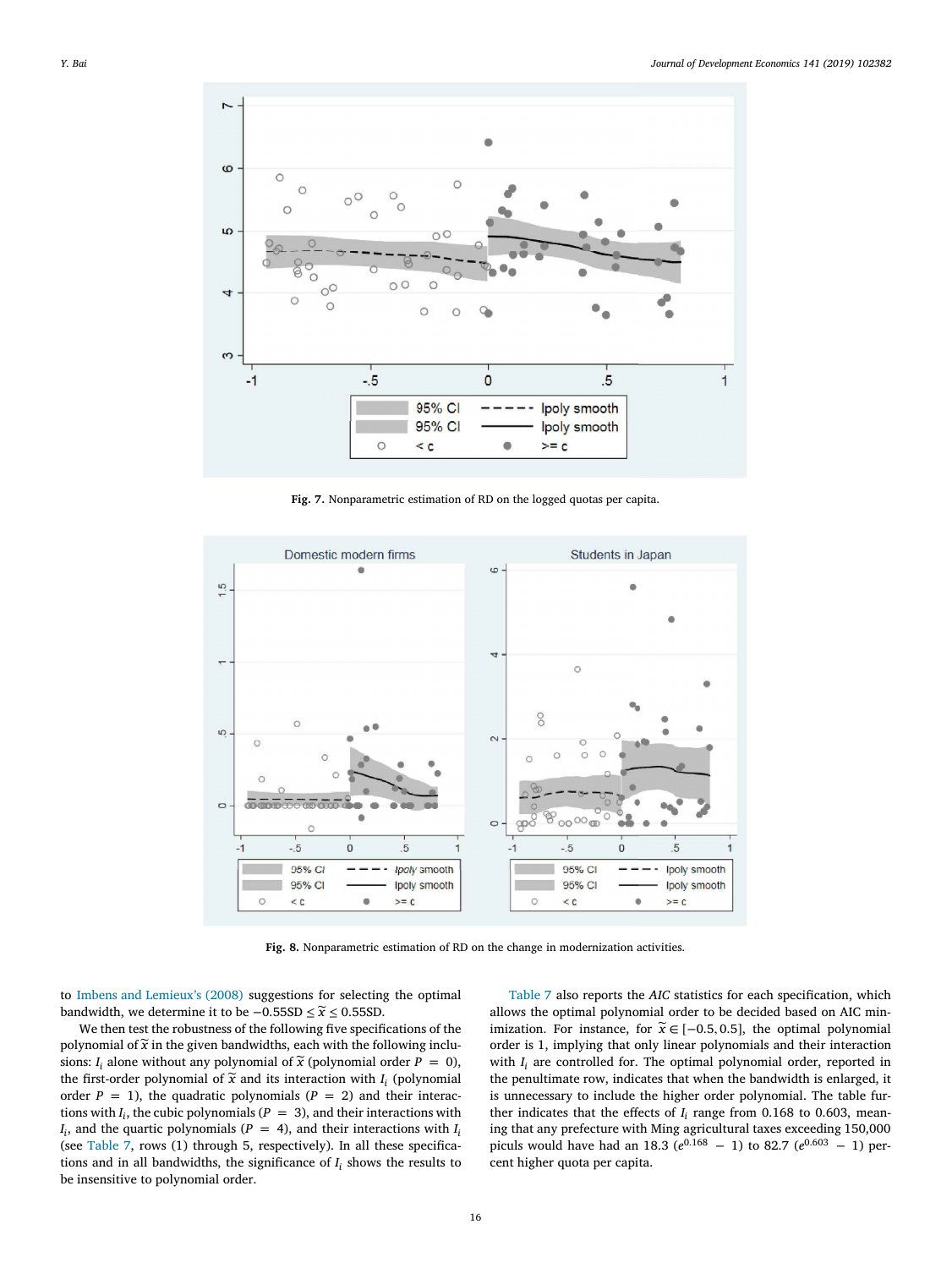Fig. 7. Nonparametric estimation of RD on the logged quotas per capita.

Fig. 8. Nonparametric estimation of RD on the change in modernization activities.

to Imbens and Lemieux's (2008) suggestions for selecting the optimal bandwidth, we determine it to be $-0.55\text{SD} \le \tilde{x} \le 0.55\text{SD}$.

We then test the robustness of the following five specifications of the polynomial of $\tilde{x}$ in the given bandwidths, each with the following inclusions: $I_i$ alone without any polynomial of $\tilde{x}$ (polynomial order $P = 0$), the first-order polynomial of $\tilde{x}$ and its interaction with $I_i$ (polynomial order $P = 1$), the quadratic polynomials ($P = 2$) and their interactions with $I_i$, the cubic polynomials ($P = 3$), and their interactions with $I_i$, and the quartic polynomials ($P = 4$), and their interactions with $I_i$ (see Table 7, rows (1) through 5, respectively). In all these specifications and in all bandwidths, the significance of $I_i$ shows the results to be insensitive to polynomial order.

Table 7 also reports the *AIC* statistics for each specification, which allows the optimal polynomial order to be decided based on AIC minimization. For instance, for $\tilde{x} \in [-0.5, 0.5]$, the optimal polynomial order is 1, implying that only linear polynomials and their interaction with $I_i$ are controlled for. The optimal polynomial order, reported in the penultimate row, indicates that when the bandwidth is enlarged, it is unnecessary to include the higher order polynomial. The table further indicates that the effects of $I_i$ range from 0.168 to 0.603, meaning that any prefecture with Ming agricultural taxes exceeding 150,000 piculs would have had an 18.3 ($e^{0.168} - 1$) to 82.7 ($e^{0.603} - 1$) percent higher quota per capita.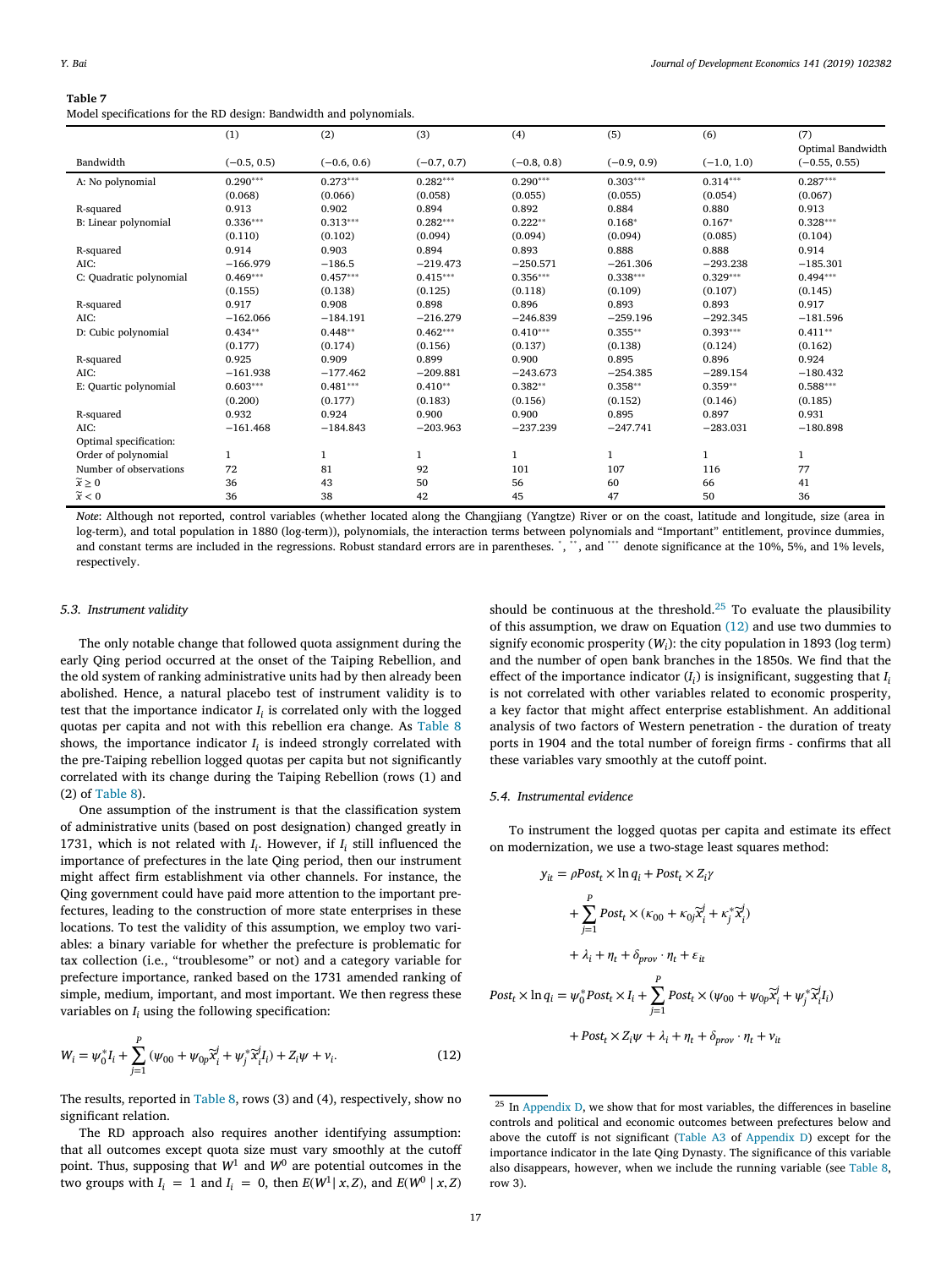**Table 7**
Model specifications for the RD design: Bandwidth and polynomials.

| | (1) | (2) | (3) | (4) | (5) | (6) | (7) |
|---|---|---|---|---|---|---|---|
| Bandwidth | (−0.5, 0.5) | (−0.6, 0.6) | (−0.7, 0.7) | (−0.8, 0.8) | (−0.9, 0.9) | (−1.0, 1.0) | Optimal Bandwidth (−0.55, 0.55) |
| A: No polynomial | 0.290*** | 0.273*** | 0.282*** | 0.290*** | 0.303*** | 0.314*** | 0.287*** |
| | (0.068) | (0.066) | (0.058) | (0.055) | (0.055) | (0.054) | (0.067) |
| R-squared | 0.913 | 0.902 | 0.894 | 0.892 | 0.884 | 0.880 | 0.913 |
| B: Linear polynomial | 0.336*** | 0.313*** | 0.282*** | 0.222** | 0.168* | 0.167* | 0.328*** |
| | (0.110) | (0.102) | (0.094) | (0.094) | (0.094) | (0.085) | (0.104) |
| R-squared | 0.914 | 0.903 | 0.894 | 0.893 | 0.888 | 0.888 | 0.914 |
| AIC: | −166.979 | −186.5 | −219.473 | −250.571 | −261.306 | −293.238 | −185.301 |
| C: Quadratic polynomial | 0.469*** | 0.457*** | 0.415*** | 0.356*** | 0.338*** | 0.329*** | 0.494*** |
| | (0.155) | (0.138) | (0.125) | (0.118) | (0.109) | (0.107) | (0.145) |
| R-squared | 0.917 | 0.908 | 0.898 | 0.896 | 0.893 | 0.893 | 0.917 |
| AIC: | −162.066 | −184.191 | −216.279 | −246.839 | −259.196 | −292.345 | −181.596 |
| D: Cubic polynomial | 0.434** | 0.448** | 0.462*** | 0.410*** | 0.355** | 0.393*** | 0.411** |
| | (0.177) | (0.174) | (0.156) | (0.137) | (0.138) | (0.124) | (0.162) |
| R-squared | 0.925 | 0.909 | 0.899 | 0.900 | 0.895 | 0.896 | 0.924 |
| AIC: | −161.938 | −177.462 | −209.881 | −243.673 | −254.385 | −289.154 | −180.432 |
| E: Quartic polynomial | 0.603*** | 0.481*** | 0.410** | 0.382** | 0.358** | 0.359** | 0.588*** |
| | (0.200) | (0.177) | (0.183) | (0.156) | (0.152) | (0.146) | (0.185) |
| R-squared | 0.932 | 0.924 | 0.900 | 0.900 | 0.895 | 0.897 | 0.931 |
| AIC: | −161.468 | −184.843 | −203.963 | −237.239 | −247.741 | −283.031 | −180.898 |
| Optimal specification: | | | | | | | |
| Order of polynomial | 1 | 1 | 1 | 1 | 1 | 1 | 1 |
| Number of observations | 72 | 81 | 92 | 101 | 107 | 116 | 77 |
| $\widetilde{x} \geq 0$ | 36 | 43 | 50 | 56 | 60 | 66 | 41 |
| $\widetilde{x} < 0$ | 36 | 38 | 42 | 45 | 47 | 50 | 36 |

*Note*: Although not reported, control variables (whether located along the Changjiang (Yangtze) River or on the coast, latitude and longitude, size (area in log-term), and total population in 1880 (log-term)), polynomials, the interaction terms between polynomials and "Important" entitlement, province dummies, and constant terms are included in the regressions. Robust standard errors are in parentheses. *, **, and *** denote significance at the 10%, 5%, and 1% levels, respectively.

### 5.3. Instrument validity

The only notable change that followed quota assignment during the early Qing period occurred at the onset of the Taiping Rebellion, and the old system of ranking administrative units had by then already been abolished. Hence, a natural placebo test of instrument validity is to test that the importance indicator $I_i$ is correlated only with the logged quotas per capita and not with this rebellion era change. As Table 8 shows, the importance indicator $I_i$ is indeed strongly correlated with the pre-Taiping rebellion logged quotas per capita but not significantly correlated with its change during the Taiping Rebellion (rows (1) and (2) of Table 8).

One assumption of the instrument is that the classification system of administrative units (based on post designation) changed greatly in 1731, which is not related with $I_i$. However, if $I_i$ still influenced the importance of prefectures in the late Qing period, then our instrument might affect firm establishment via other channels. For instance, the Qing government could have paid more attention to the important prefectures, leading to the construction of more state enterprises in these locations. To test the validity of this assumption, we employ two variables: a binary variable for whether the prefecture is problematic for tax collection (i.e., "troublesome" or not) and a category variable for prefecture importance, ranked based on the 1731 amended ranking of simple, medium, important, and most important. We then regress these variables on $I_i$ using the following specification:

$$W_i = \psi_0^* I_i + \sum_{j=1}^{P} (\psi_{00} + \psi_{0p}\widetilde{x}_i^j + \psi_j^* \widetilde{x}_i^j I_i) + Z_i \psi + v_i. \tag{12}$$

The results, reported in Table 8, rows (3) and (4), respectively, show no significant relation.

The RD approach also requires another identifying assumption: that all outcomes except quota size must vary smoothly at the cutoff point. Thus, supposing that $W^1$ and $W^0$ are potential outcomes in the two groups with $I_i = 1$ and $I_i = 0$, then $E(W^1 | x, Z)$, and $E(W^0 | x, Z)$ should be continuous at the threshold.[25] To evaluate the plausibility of this assumption, we draw on Equation (12) and use two dummies to signify economic prosperity ($W_i$): the city population in 1893 (log term) and the number of open bank branches in the 1850s. We find that the effect of the importance indicator ($I_i$) is insignificant, suggesting that $I_i$ is not correlated with other variables related to economic prosperity, a key factor that might affect enterprise establishment. An additional analysis of two factors of Western penetration - the duration of treaty ports in 1904 and the total number of foreign firms - confirms that all these variables vary smoothly at the cutoff point.

### 5.4. Instrumental evidence

To instrument the logged quotas per capita and estimate its effect on modernization, we use a two-stage least squares method:

$$\begin{aligned} y_{it} &= \rho Post_t \times \ln q_i + Post_t \times Z_i \gamma \\ &+ \sum_{j=1}^{P} Post_t \times (\kappa_{00} + \kappa_{0j}\widetilde{x}_i^j + \kappa_j^* \widetilde{x}_i^j) \\ &+ \lambda_i + \eta_t + \delta_{prov} \cdot \eta_t + \varepsilon_{it} \end{aligned}$$

$$\begin{aligned} Post_t \times \ln q_i &= \psi_0^* Post_t \times I_i + \sum_{j=1}^{P} Post_t \times (\psi_{00} + \psi_{0p}\widetilde{x}_i^j + \psi_j^* \widetilde{x}_i^j I_i) \\ &+ Post_t \times Z_i \psi + \lambda_i + \eta_t + \delta_{prov} \cdot \eta_t + v_{it} \end{aligned}$$

[25] In Appendix D, we show that for most variables, the differences in baseline controls and political and economic outcomes between prefectures below and above the cutoff is not significant (Table A3 of Appendix D) except for the importance indicator in the late Qing Dynasty. The significance of this variable also disappears, however, when we include the running variable (see Table 8, row 3).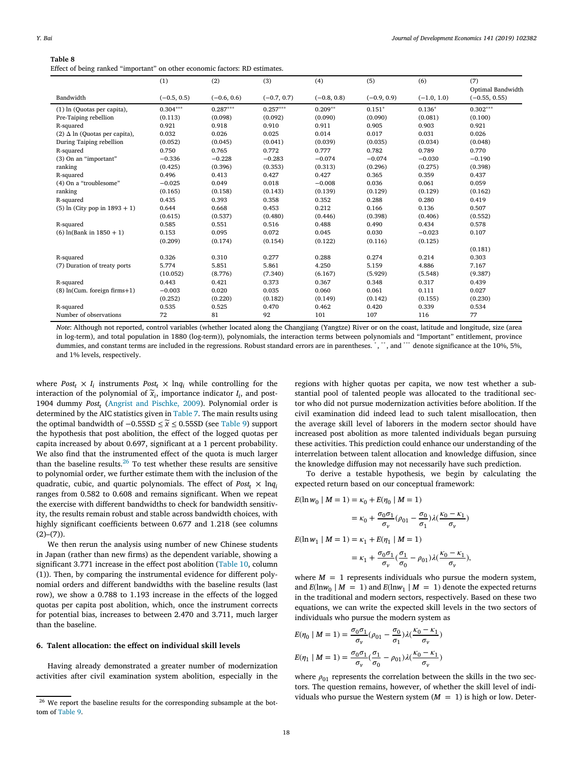**Table 8**
Effect of being ranked "important" on other economic factors: RD estimates.

| | (1) | (2) | (3) | (4) | (5) | (6) | (7) |
|---|---|---|---|---|---|---|---|
| Bandwidth | (−0.5, 0.5) | (−0.6, 0.6) | (−0.7, 0.7) | (−0.8, 0.8) | (−0.9, 0.9) | (−1.0, 1.0) | Optimal Bandwidth (−0.55, 0.55) |
| (1) ln (Quotas per capita), | 0.304*** | 0.287*** | 0.257*** | 0.209** | 0.151* | 0.136* | 0.302*** |
| Pre-Taiping rebellion | (0.113) | (0.098) | (0.092) | (0.090) | (0.090) | (0.081) | (0.100) |
| R-squared | 0.921 | 0.918 | 0.910 | 0.911 | 0.905 | 0.903 | 0.921 |
| (2) Δ ln (Quotas per capita), | 0.032 | 0.026 | 0.025 | 0.014 | 0.017 | 0.031 | 0.026 |
| During Taiping rebellion | (0.052) | (0.045) | (0.041) | (0.039) | (0.035) | (0.034) | (0.048) |
| R-squared | 0.750 | 0.765 | 0.772 | 0.777 | 0.782 | 0.789 | 0.770 |
| (3) On an "important" | −0.336 | −0.228 | −0.283 | −0.074 | −0.074 | −0.030 | −0.190 |
| ranking | (0.425) | (0.396) | (0.353) | (0.313) | (0.296) | (0.275) | (0.398) |
| R-squared | 0.496 | 0.413 | 0.427 | 0.427 | 0.365 | 0.359 | 0.437 |
| (4) On a "troublesome" | −0.025 | 0.049 | 0.018 | −0.008 | 0.036 | 0.061 | 0.059 |
| ranking | (0.165) | (0.158) | (0.143) | (0.139) | (0.129) | (0.129) | (0.162) |
| R-squared | 0.435 | 0.393 | 0.358 | 0.352 | 0.288 | 0.280 | 0.419 |
| (5) ln (City pop in 1893 + 1) | 0.644 | 0.668 | 0.453 | 0.212 | 0.166 | 0.136 | 0.507 |
| | (0.615) | (0.537) | (0.480) | (0.446) | (0.398) | (0.406) | (0.552) |
| R-squared | 0.585 | 0.551 | 0.516 | 0.488 | 0.490 | 0.434 | 0.578 |
| (6) ln(Bank in 1850 + 1) | 0.153 | 0.095 | 0.072 | 0.045 | 0.030 | −0.023 | 0.107 |
| | (0.209) | (0.174) | (0.154) | (0.122) | (0.116) | (0.125) | (0.181) |
| R-squared | 0.326 | 0.310 | 0.277 | 0.288 | 0.274 | 0.214 | 0.303 |
| (7) Duration of treaty ports | 5.774 | 5.851 | 5.861 | 4.250 | 5.159 | 4.886 | 7.167 |
| | (10.052) | (8.776) | (7.340) | (6.167) | (5.929) | (5.548) | (9.387) |
| R-squared | 0.443 | 0.421 | 0.373 | 0.367 | 0.348 | 0.317 | 0.439 |
| (8) ln(Cum. foreign firms+1) | −0.003 | 0.020 | 0.035 | 0.060 | 0.061 | 0.111 | 0.027 |
| | (0.252) | (0.220) | (0.182) | (0.149) | (0.142) | (0.155) | (0.230) |
| R-squared | 0.535 | 0.525 | 0.470 | 0.462 | 0.420 | 0.339 | 0.534 |
| Number of observations | 72 | 81 | 92 | 101 | 107 | 116 | 77 |

*Note*: Although not reported, control variables (whether located along the Changjiang (Yangtze) River or on the coast, latitude and longitude, size (area in log-term), and total population in 1880 (log-term)), polynomials, the interaction terms between polynomials and "Important" entitlement, province dummies, and constant terms are included in the regressions. Robust standard errors are in parentheses. *, **, and *** denote significance at the 10%, 5%, and 1% levels, respectively.

where $Post_t \times I_i$ instruments $Post_t \times \ln q_i$ while controlling for the interaction of the polynomial of $\widetilde{x}_i$, importance indicator $I_i$, and post-1904 dummy $Post_t$ (Angrist and Pischke, 2009). Polynomial order is determined by the AIC statistics given in Table 7. The main results using the optimal bandwidth of $-0.55SD \le \widetilde{x} \le 0.55SD$ (see Table 9) support the hypothesis that post abolition, the effect of the logged quotas per capita increased by about 0.697, significant at a 1 percent probability. We also find that the instrumented effect of the quota is much larger than the baseline results.[26] To test whether these results are sensitive to polynomial order, we further estimate them with the inclusion of the quadratic, cubic, and quartic polynomials. The effect of $Post_t \times \ln q_i$ ranges from 0.582 to 0.608 and remains significant. When we repeat the exercise with different bandwidths to check for bandwidth sensitivity, the results remain robust and stable across bandwidth choices, with highly significant coefficients between 0.677 and 1.218 (see columns (2)–(7)).

We then rerun the analysis using number of new Chinese students in Japan (rather than new firms) as the dependent variable, showing a significant 3.771 increase in the effect post abolition (Table 10, column (1)). Then, by comparing the instrumental evidence for different polynomial orders and different bandwidths with the baseline results (last row), we show a 0.788 to 1.193 increase in the effects of the logged quotas per capita post abolition, which, once the instrument corrects for potential bias, increases to between 2.470 and 3.711, much larger than the baseline.

## 6. Talent allocation: the effect on individual skill levels

Having already demonstrated a greater number of modernization activities after civil examination system abolition, especially in the regions with higher quotas per capita, we now test whether a substantial pool of talented people was allocated to the traditional sector who did not pursue modernization activities before abolition. If the civil examination did indeed lead to such talent misallocation, then the average skill level of laborers in the modern sector should have increased post abolition as more talented individuals began pursuing these activities. This prediction could enhance our understanding of the interrelation between talent allocation and knowledge diffusion, since the knowledge diffusion may not necessarily have such prediction.

To derive a testable hypothesis, we begin by calculating the expected return based on our conceptual framework:

$$E(\ln w_0 \mid M=1) = \kappa_0 + E(\eta_0 \mid M=1)$$

$$= \kappa_0 + \frac{\sigma_0\sigma_1}{\sigma_v}(\rho_{01} - \frac{\sigma_0}{\sigma_1})\lambda(\frac{\kappa_0-\kappa_1}{\sigma_v})$$

$$E(\ln w_1 \mid M=1) = \kappa_1 + E(\eta_1 \mid M=1)$$

$$= \kappa_1 + \frac{\sigma_0\sigma_1}{\sigma_v}(\frac{\sigma_1}{\sigma_0} - \rho_{01})\lambda(\frac{\kappa_0-\kappa_1}{\sigma_v}),$$

where $M = 1$ represents individuals who pursue the modern system, and $E(\ln w_0 \mid M = 1)$ and $E(\ln w_1 \mid M = 1)$ denote the expected returns in the traditional and modern sectors, respectively. Based on these two equations, we can write the expected skill levels in the two sectors of individuals who pursue the modern system as

$$E(\eta_0 \mid M=1) = \frac{\sigma_0\sigma_1}{\sigma_v}(\rho_{01} - \frac{\sigma_0}{\sigma_1})\lambda(\frac{\kappa_0-\kappa_1}{\sigma_v})$$

$$E(\eta_1 \mid M=1) = \frac{\sigma_0\sigma_1}{\sigma_v}(\frac{\sigma_1}{\sigma_0} - \rho_{01})\lambda(\frac{\kappa_0-\kappa_1}{\sigma_v})$$

where $\rho_{01}$ represents the correlation between the skills in the two sectors. The question remains, however, of whether the skill level of individuals who pursue the Western system ($M = 1$) is high or low. Deter-

[26] We report the baseline results for the corresponding subsample at the bottom of Table 9.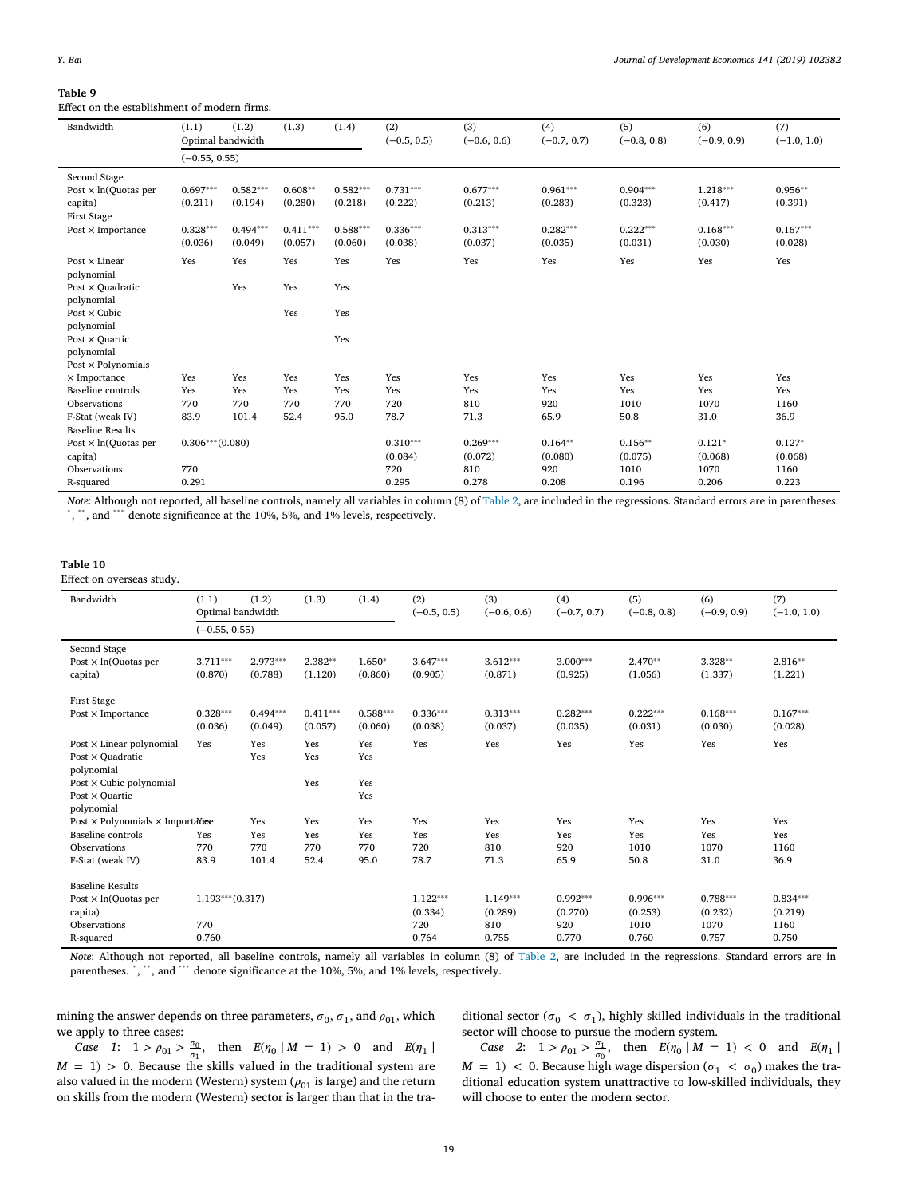**Table 9**

Effect on the establishment of modern firms.

| Bandwidth | (1.1) | (1.2) | (1.3) | (1.4) | (2) | (3) | (4) | (5) | (6) | (7) |
|---|---|---|---|---|---|---|---|---|---|---|
| | Optimal bandwidth | | | | (−0.5, 0.5) | (−0.6, 0.6) | (−0.7, 0.7) | (−0.8, 0.8) | (−0.9, 0.9) | (−1.0, 1.0) |
| | (−0.55, 0.55) | | | | | | | | | |
| Second Stage | | | | | | | | | | |
| Post × ln(Quotas per capita) | 0.697*** | 0.582*** | 0.608** | 0.582*** | 0.731*** | 0.677*** | 0.961*** | 0.904*** | 1.218*** | 0.956** |
| | (0.211) | (0.194) | (0.280) | (0.218) | (0.222) | (0.213) | (0.283) | (0.323) | (0.417) | (0.391) |
| First Stage | | | | | | | | | | |
| Post × Importance | 0.328*** | 0.494*** | 0.411*** | 0.588*** | 0.336*** | 0.313*** | 0.282*** | 0.222*** | 0.168*** | 0.167*** |
| | (0.036) | (0.049) | (0.057) | (0.060) | (0.038) | (0.037) | (0.035) | (0.031) | (0.030) | (0.028) |
| Post × Linear polynomial | Yes | Yes | Yes | Yes | Yes | Yes | Yes | Yes | Yes | Yes |
| Post × Quadratic polynomial | | Yes | Yes | Yes | | | | | | |
| Post × Cubic polynomial | | | Yes | Yes | | | | | | |
| Post × Quartic polynomial | | | | Yes | | | | | | |
| Post × Polynomials × Importance | Yes | Yes | Yes | Yes | Yes | Yes | Yes | Yes | Yes | Yes |
| Baseline controls | Yes | Yes | Yes | Yes | Yes | Yes | Yes | Yes | Yes | Yes |
| Observations | 770 | 770 | 770 | 770 | 720 | 810 | 920 | 1010 | 1070 | 1160 |
| F-Stat (weak IV) | 83.9 | 101.4 | 52.4 | 95.0 | 78.7 | 71.3 | 65.9 | 50.8 | 31.0 | 36.9 |
| Baseline Results | | | | | | | | | | |
| Post × ln(Quotas per capita) | 0.306*** (0.080) | | | | 0.310*** | 0.269*** | 0.164** | 0.156** | 0.121* | 0.127* |
| | | | | | (0.084) | (0.072) | (0.080) | (0.075) | (0.068) | (0.068) |
| Observations | 770 | | | | 720 | 810 | 920 | 1010 | 1070 | 1160 |
| R-squared | 0.291 | | | | 0.295 | 0.278 | 0.208 | 0.196 | 0.206 | 0.223 |

*Note*: Although not reported, all baseline controls, namely all variables in column (8) of Table 2, are included in the regressions. Standard errors are in parentheses. *, **, and *** denote significance at the 10%, 5%, and 1% levels, respectively.

**Table 10**

Effect on overseas study.

| Bandwidth | (1.1) | (1.2) | (1.3) | (1.4) | (2) | (3) | (4) | (5) | (6) | (7) |
|---|---|---|---|---|---|---|---|---|---|---|
| | Optimal bandwidth | | | | (−0.5, 0.5) | (−0.6, 0.6) | (−0.7, 0.7) | (−0.8, 0.8) | (−0.9, 0.9) | (−1.0, 1.0) |
| | (−0.55, 0.55) | | | | | | | | | |
| Second Stage | | | | | | | | | | |
| Post × ln(Quotas per capita) | 3.711*** | 2.973*** | 2.382** | 1.650* | 3.647*** | 3.612*** | 3.000*** | 2.470** | 3.328** | 2.816** |
| | (0.870) | (0.788) | (1.120) | (0.860) | (0.905) | (0.871) | (0.925) | (1.056) | (1.337) | (1.221) |
| First Stage | | | | | | | | | | |
| Post × Importance | 0.328*** | 0.494*** | 0.411*** | 0.588*** | 0.336*** | 0.313*** | 0.282*** | 0.222*** | 0.168*** | 0.167*** |
| | (0.036) | (0.049) | (0.057) | (0.060) | (0.038) | (0.037) | (0.035) | (0.031) | (0.030) | (0.028) |
| Post × Linear polynomial | Yes | Yes | Yes | Yes | Yes | Yes | Yes | Yes | Yes | Yes |
| Post × Quadratic polynomial | | Yes | Yes | Yes | | | | | | |
| Post × Cubic polynomial | | | Yes | Yes | | | | | | |
| Post × Quartic polynomial | | | | Yes | | | | | | |
| Post × Polynomials × Importance | Yes | Yes | Yes | Yes | Yes | Yes | Yes | Yes | Yes | Yes |
| Baseline controls | Yes | Yes | Yes | Yes | Yes | Yes | Yes | Yes | Yes | Yes |
| Observations | 770 | 770 | 770 | 770 | 720 | 810 | 920 | 1010 | 1070 | 1160 |
| F-Stat (weak IV) | 83.9 | 101.4 | 52.4 | 95.0 | 78.7 | 71.3 | 65.9 | 50.8 | 31.0 | 36.9 |
| Baseline Results | | | | | | | | | | |
| Post × ln(Quotas per capita) | 1.193*** (0.317) | | | | 1.122*** | 1.149*** | 0.992*** | 0.996*** | 0.788*** | 0.834*** |
| | | | | | (0.334) | (0.289) | (0.270) | (0.253) | (0.232) | (0.219) |
| Observations | 770 | | | | 720 | 810 | 920 | 1010 | 1070 | 1160 |
| R-squared | 0.760 | | | | 0.764 | 0.755 | 0.770 | 0.760 | 0.757 | 0.750 |

*Note*: Although not reported, all baseline controls, namely all variables in column (8) of Table 2, are included in the regressions. Standard errors are in parentheses. *, **, and *** denote significance at the 10%, 5%, and 1% levels, respectively.

mining the answer depends on three parameters, $\sigma_0$, $\sigma_1$, and $\rho_{01}$, which we apply to three cases:

*Case 1*: $1 > \rho_{01} > \frac{\sigma_0}{\sigma_1}$, then $E(\eta_0 \mid M = 1) > 0$ and $E(\eta_1 \mid M = 1) > 0$. Because the skills valued in the traditional system are also valued in the modern (Western) system ($\rho_{01}$ is large) and the return on skills from the modern (Western) sector is larger than that in the traditional sector ($\sigma_0 < \sigma_1$), highly skilled individuals in the traditional sector will choose to pursue the modern system.

*Case 2*: $1 > \rho_{01} > \frac{\sigma_1}{\sigma_0}$, then $E(\eta_0 \mid M = 1) < 0$ and $E(\eta_1 \mid M = 1) < 0$. Because high wage dispersion ($\sigma_1 < \sigma_0$) makes the traditional education system unattractive to low-skilled individuals, they will choose to enter the modern sector.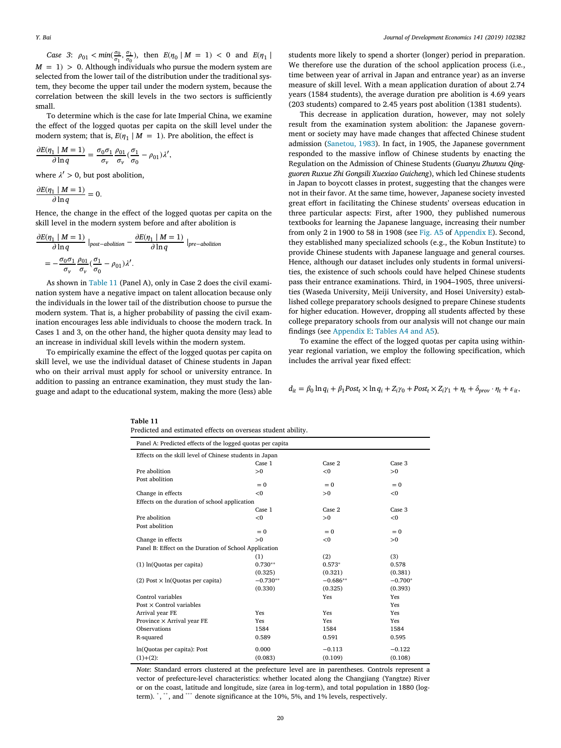*Case 3*: $\rho_{01} < min(\frac{\sigma_0}{\sigma_1}, \frac{\sigma_1}{\sigma_0})$, then $E(\eta_0 \mid M = 1) < 0$ and $E(\eta_1 \mid M = 1) > 0$. Although individuals who pursue the modern system are selected from the lower tail of the distribution under the traditional system, they become the upper tail under the modern system, because the correlation between the skill levels in the two sectors is sufficiently small.

To determine which is the case for late Imperial China, we examine the effect of the logged quotas per capita on the skill level under the modern system; that is, $E(\eta_1 \mid M = 1)$. Pre abolition, the effect is

$$\frac{\partial E(\eta_1 \mid M = 1)}{\partial \ln q} = \frac{\sigma_0 \sigma_1}{\sigma_v} \frac{\rho_{01}}{\sigma_v} (\frac{\sigma_1}{\sigma_0} - \rho_{01}) \lambda',$$

where $\lambda' > 0$, but post abolition,

$$\frac{\partial E(\eta_1 \mid M = 1)}{\partial \ln q} = 0.$$

Hence, the change in the effect of the logged quotas per capita on the skill level in the modern system before and after abolition is

$$\frac{\partial E(\eta_1 \mid M = 1)}{\partial \ln q} |_{post-abolition} - \frac{\partial E(\eta_1 \mid M = 1)}{\partial \ln q} |_{pre-abolition} = -\frac{\sigma_0 \sigma_1}{\sigma_v} \frac{\rho_{01}}{\sigma_v} (\frac{\sigma_1}{\sigma_0} - \rho_{01}) \lambda'.$$

As shown in Table 11 (Panel A), only in Case 2 does the civil examination system have a negative impact on talent allocation because only the individuals in the lower tail of the distribution choose to pursue the modern system. That is, a higher probability of passing the civil examination encourages less able individuals to choose the modern track. In Cases 1 and 3, on the other hand, the higher quota density may lead to an increase in individual skill levels within the modern system.

To empirically examine the effect of the logged quotas per capita on skill level, we use the individual dataset of Chinese students in Japan who on their arrival must apply for school or university entrance. In addition to passing an entrance examination, they must study the language and adapt to the educational system, making the more (less) able students more likely to spend a shorter (longer) period in preparation. We therefore use the duration of the school application process (i.e., time between year of arrival in Japan and entrance year) as an inverse measure of skill level. With a mean application duration of about 2.74 years (1584 students), the average duration pre abolition is 4.69 years (203 students) compared to 2.45 years post abolition (1381 students).

This decrease in application duration, however, may not solely result from the examination system abolition: the Japanese government or society may have made changes that affected Chinese student admission (Sanetou, 1983). In fact, in 1905, the Japanese government responded to the massive inflow of Chinese students by enacting the Regulation on the Admission of Chinese Students (*Guanyu Zhunxu Qingguoren Ruxue Zhi Gongsili Xuexiao Guicheng*), which led Chinese students in Japan to boycott classes in protest, suggesting that the changes were not in their favor. At the same time, however, Japanese society invested great effort in facilitating the Chinese students' overseas education in three particular aspects: First, after 1900, they published numerous textbooks for learning the Japanese language, increasing their number from only 2 in 1900 to 58 in 1908 (see Fig. A5 of Appendix E). Second, they established many specialized schools (e.g., the Kobun Institute) to provide Chinese students with Japanese language and general courses. Hence, although our dataset includes only students in formal universities, the existence of such schools could have helped Chinese students pass their entrance examinations. Third, in 1904–1905, three universities (Waseda University, Meiji University, and Hosei University) established college preparatory schools designed to prepare Chinese students for higher education. However, dropping all students affected by these college preparatory schools from our analysis will not change our main findings (see Appendix E: Tables A4 and A5).

To examine the effect of the logged quotas per capita using within-year regional variation, we employ the following specification, which includes the arrival year fixed effect:

$$d_{it} = \beta_0 \ln q_i + \beta_1 Post_t \times \ln q_i + Z_i \gamma_0 + Post_t \times Z_i \gamma_1 + \eta_t + \delta_{prov} \cdot \eta_t + \varepsilon_{it},$$

**Table 11**
Predicted and estimated effects on overseas student ability.

| Panel A: Predicted effects of the logged quotas per capita | | | |
|---|---|---|---|
| Effects on the skill level of Chinese students in Japan | | | |
| | Case 1 | Case 2 | Case 3 |
| Pre abolition | >0 | <0 | >0 |
| Post abolition | = 0 | = 0 | = 0 |
| Change in effects | <0 | >0 | <0 |
| Effects on the duration of school application | | | |
| | Case 1 | Case 2 | Case 3 |
| Pre abolition | <0 | >0 | <0 |
| Post abolition | = 0 | = 0 | = 0 |
| Change in effects | >0 | <0 | >0 |
| **Panel B: Effect on the Duration of School Application** | | | |
| | (1) | (2) | (3) |
| (1) ln(Quotas per capita) | 0.730** | 0.573* | 0.578 |
| | (0.325) | (0.321) | (0.381) |
| (2) Post × ln(Quotas per capita) | −0.730** | −0.686** | −0.700* |
| | (0.330) | (0.325) | (0.393) |
| Control variables | | Yes | Yes |
| Post × Control variables | | | Yes |
| Arrival year FE | Yes | Yes | Yes |
| Province × Arrival year FE | Yes | Yes | Yes |
| Observations | 1584 | 1584 | 1584 |
| R-squared | 0.589 | 0.591 | 0.595 |
| ln(Quotas per capita): Post (1)+(2): | 0.000 | −0.113 | −0.122 |
| | (0.083) | (0.109) | (0.108) |

*Note*: Standard errors clustered at the prefecture level are in parentheses. Controls represent a vector of prefecture-level characteristics: whether located along the Changjiang (Yangtze) River or on the coast, latitude and longitude, size (area in log-term), and total population in 1880 (log-term). *, **, and *** denote significance at the 10%, 5%, and 1% levels, respectively.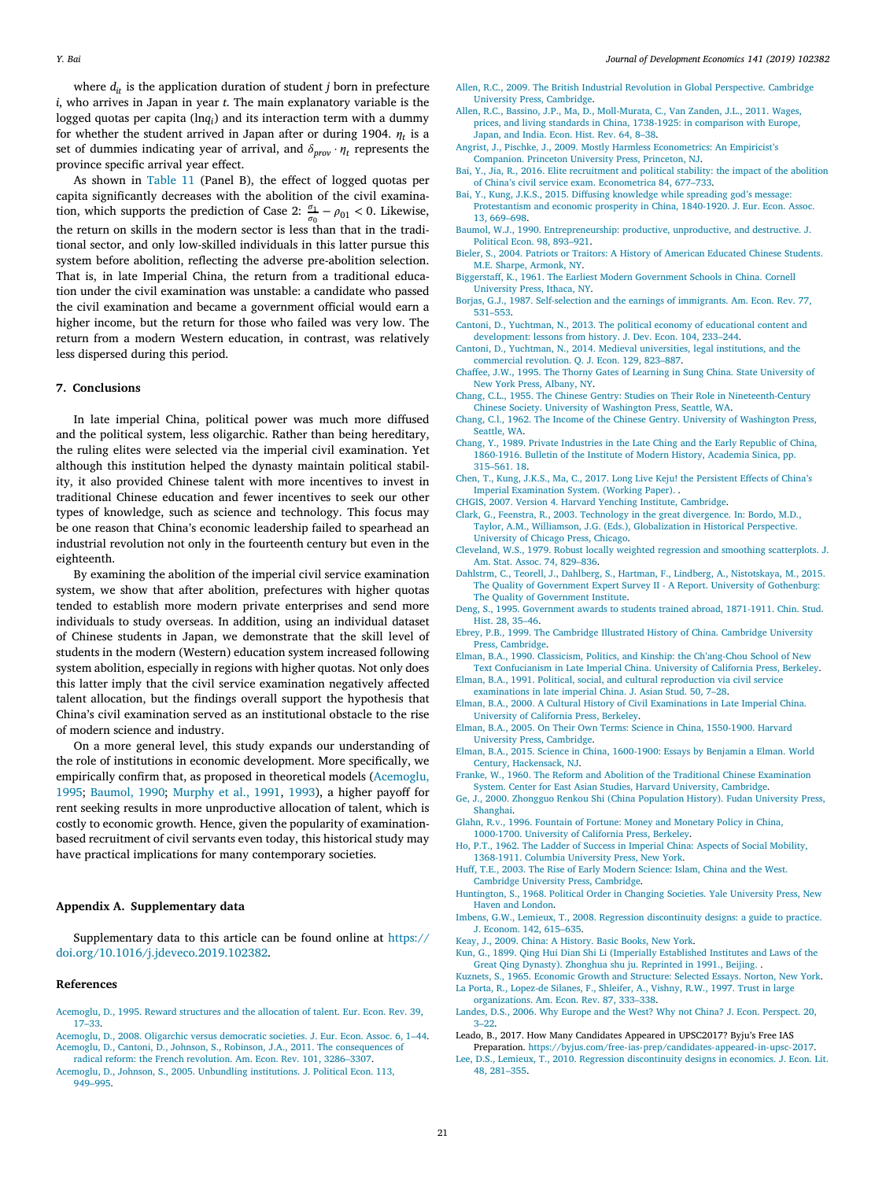where $d_{it}$ is the application duration of student $j$ born in prefecture $i$, who arrives in Japan in year $t$. The main explanatory variable is the logged quotas per capita ($\ln q_i$) and its interaction term with a dummy for whether the student arrived in Japan after or during 1904. $\eta_t$ is a set of dummies indicating year of arrival, and $\delta_{prov} \cdot \eta_t$ represents the province specific arrival year effect.

As shown in Table 11 (Panel B), the effect of logged quotas per capita significantly decreases with the abolition of the civil examination, which supports the prediction of Case 2: $\frac{\sigma_1}{\sigma_0} - \rho_{01} < 0$. Likewise, the return on skills in the modern sector is less than that in the traditional sector, and only low-skilled individuals in this latter pursue this system before abolition, reflecting the adverse pre-abolition selection. That is, in late Imperial China, the return from a traditional education under the civil examination was unstable: a candidate who passed the civil examination and became a government official would earn a higher income, but the return for those who failed was very low. The return from a modern Western education, in contrast, was relatively less dispersed during this period.

## 7. Conclusions

In late imperial China, political power was much more diffused and the political system, less oligarchic. Rather than being hereditary, the ruling elites were selected via the imperial civil examination. Yet although this institution helped the dynasty maintain political stability, it also provided Chinese talent with more incentives to invest in traditional Chinese education and fewer incentives to seek our other types of knowledge, such as science and technology. This focus may be one reason that China's economic leadership failed to spearhead an industrial revolution not only in the fourteenth century but even in the eighteenth.

By examining the abolition of the imperial civil service examination system, we show that after abolition, prefectures with higher quotas tended to establish more modern private enterprises and send more individuals to study overseas. In addition, using an individual dataset of Chinese students in Japan, we demonstrate that the skill level of students in the modern (Western) education system increased following system abolition, especially in regions with higher quotas. Not only does this latter imply that the civil service examination negatively affected talent allocation, but the findings overall support the hypothesis that China's civil examination served as an institutional obstacle to the rise of modern science and industry.

On a more general level, this study expands our understanding of the role of institutions in economic development. More specifically, we empirically confirm that, as proposed in theoretical models (Acemoglu, 1995; Baumol, 1990; Murphy et al., 1991, 1993), a higher payoff for rent seeking results in more unproductive allocation of talent, which is costly to economic growth. Hence, given the popularity of examination-based recruitment of civil servants even today, this historical study may have practical implications for many contemporary societies.

## Appendix A. Supplementary data

Supplementary data to this article can be found online at https://doi.org/10.1016/j.jdeveco.2019.102382.

## References

Acemoglu, D., 1995. Reward structures and the allocation of talent. Eur. Econ. Rev. 39, 17–33.
Acemoglu, D., 2008. Oligarchic versus democratic societies. J. Eur. Econ. Assoc. 6, 1–44.
Acemoglu, D., Cantoni, D., Johnson, S., Robinson, J.A., 2011. The consequences of radical reform: the French revolution. Am. Econ. Rev. 101, 3286–3307.
Acemoglu, D., Johnson, S., 2005. Unbundling institutions. J. Political Econ. 113, 949–995.
Allen, R.C., 2009. The British Industrial Revolution in Global Perspective. Cambridge University Press, Cambridge.
Allen, R.C., Bassino, J.P., Ma, D., Moll-Murata, C., Van Zanden, J.L., 2011. Wages, prices, and living standards in China, 1738-1925: in comparison with Europe, Japan, and India. Econ. Hist. Rev. 64, 8–38.
Angrist, J., Pischke, J., 2009. Mostly Harmless Econometrics: An Empiricist's Companion. Princeton University Press, Princeton, NJ.
Bai, Y., Jia, R., 2016. Elite recruitment and political stability: the impact of the abolition of China's civil service exam. Econometrica 84, 677–733.
Bai, Y., Kung, J.K.S., 2015. Diffusing knowledge while spreading god's message: Protestantism and economic prosperity in China, 1840-1920. J. Eur. Econ. Assoc. 13, 669–698.
Baumol, W.J., 1990. Entrepreneurship: productive, unproductive, and destructive. J. Political Econ. 98, 893–921.
Bieler, S., 2004. Patriots or Traitors: A History of American Educated Chinese Students. M.E. Sharpe, Armonk, NY.
Biggerstaff, K., 1961. The Earliest Modern Government Schools in China. Cornell University Press, Ithaca, NY.
Borjas, G.J., 1987. Self-selection and the earnings of immigrants. Am. Econ. Rev. 77, 531–553.
Cantoni, D., Yuchtman, N., 2013. The political economy of educational content and development: lessons from history. J. Dev. Econ. 104, 233–244.
Cantoni, D., Yuchtman, N., 2014. Medieval universities, legal institutions, and the commercial revolution. Q. J. Econ. 129, 823–887.
Chaffee, J.W., 1995. The Thorny Gates of Learning in Sung China. State University of New York Press, Albany, NY.
Chang, C.L., 1955. The Chinese Gentry: Studies on Their Role in Nineteenth-Century Chinese Society. University of Washington Press, Seattle, WA.
Chang, C.l., 1962. The Income of the Chinese Gentry. University of Washington Press, Seattle, WA.
Chang, Y., 1989. Private Industries in the Late Ching and the Early Republic of China, 1860-1916. Bulletin of the Institute of Modern History, Academia Sinica, pp. 315–561. 18.
Chen, T., Kung, J.K.S., Ma, C., 2017. Long Live Keju! the Persistent Effects of China's Imperial Examination System. (Working Paper). .
CHGIS, 2007. Version 4. Harvard Yenching Institute, Cambridge.
Clark, G., Feenstra, R., 2003. Technology in the great divergence. In: Bordo, M.D., Taylor, A.M., Williamson, J.G. (Eds.), Globalization in Historical Perspective. University of Chicago Press, Chicago.
Cleveland, W.S., 1979. Robust locally weighted regression and smoothing scatterplots. J. Am. Stat. Assoc. 74, 829–836.
Dahlstrm, C., Teorell, J., Dahlberg, S., Hartman, F., Lindberg, A., Nistotskaya, M., 2015. The Quality of Government Expert Survey II - A Report. University of Gothenburg: The Quality of Government Institute.
Deng, S., 1995. Government awards to students trained abroad, 1871-1911. Chin. Stud. Hist. 28, 35–46.
Ebrey, P.B., 1999. The Cambridge Illustrated History of China. Cambridge University Press, Cambridge.
Elman, B.A., 1990. Classicism, Politics, and Kinship: the Ch'ang-Chou School of New Text Confucianism in Late Imperial China. University of California Press, Berkeley.
Elman, B.A., 1991. Political, social, and cultural reproduction via civil service examinations in late imperial China. J. Asian Stud. 50, 7–28.
Elman, B.A., 2000. A Cultural History of Civil Examinations in Late Imperial China. University of California Press, Berkeley.
Elman, B.A., 2005. On Their Own Terms: Science in China, 1550-1900. Harvard University Press, Cambridge.
Elman, B.A., 2015. Science in China, 1600-1900: Essays by Benjamin a Elman. World Century, Hackensack, NJ.
Franke, W., 1960. The Reform and Abolition of the Traditional Chinese Examination System. Center for East Asian Studies, Harvard University, Cambridge.
Ge, J., 2000. Zhongguo Renkou Shi (China Population History). Fudan University Press, Shanghai.
Glahn, R.v., 1996. Fountain of Fortune: Money and Monetary Policy in China, 1000-1700. University of California Press, Berkeley.
Ho, P.T., 1962. The Ladder of Success in Imperial China: Aspects of Social Mobility, 1368-1911. Columbia University Press, New York.
Huff, T.E., 2003. The Rise of Early Modern Science: Islam, China and the West. Cambridge University Press, Cambridge.
Huntington, S., 1968. Political Order in Changing Societies. Yale University Press, New Haven and London.
Imbens, G.W., Lemieux, T., 2008. Regression discontinuity designs: a guide to practice. J. Econom. 142, 615–635.
Keay, J., 2009. China: A History. Basic Books, New York.
Kun, G., 1899. Qing Hui Dian Shi Li (Imperially Established Institutes and Laws of the Great Qing Dynasty). Zhonghua shu ju. Reprinted in 1991., Beijing. .
Kuznets, S., 1965. Economic Growth and Structure: Selected Essays. Norton, New York.
La Porta, R., Lopez-de Silanes, F., Shleifer, A., Vishny, R.W., 1997. Trust in large organizations. Am. Econ. Rev. 87, 333–338.
Landes, D.S., 2006. Why Europe and the West? Why not China? J. Econ. Perspect. 20, 3–22.
Leado, B., 2017. How Many Candidates Appeared in UPSC2017? Byju's Free IAS Preparation. https://byjus.com/free-ias-prep/candidates-appeared-in-upsc-2017.
Lee, D.S., Lemieux, T., 2010. Regression discontinuity designs in economics. J. Econ. Lit. 48, 281–355.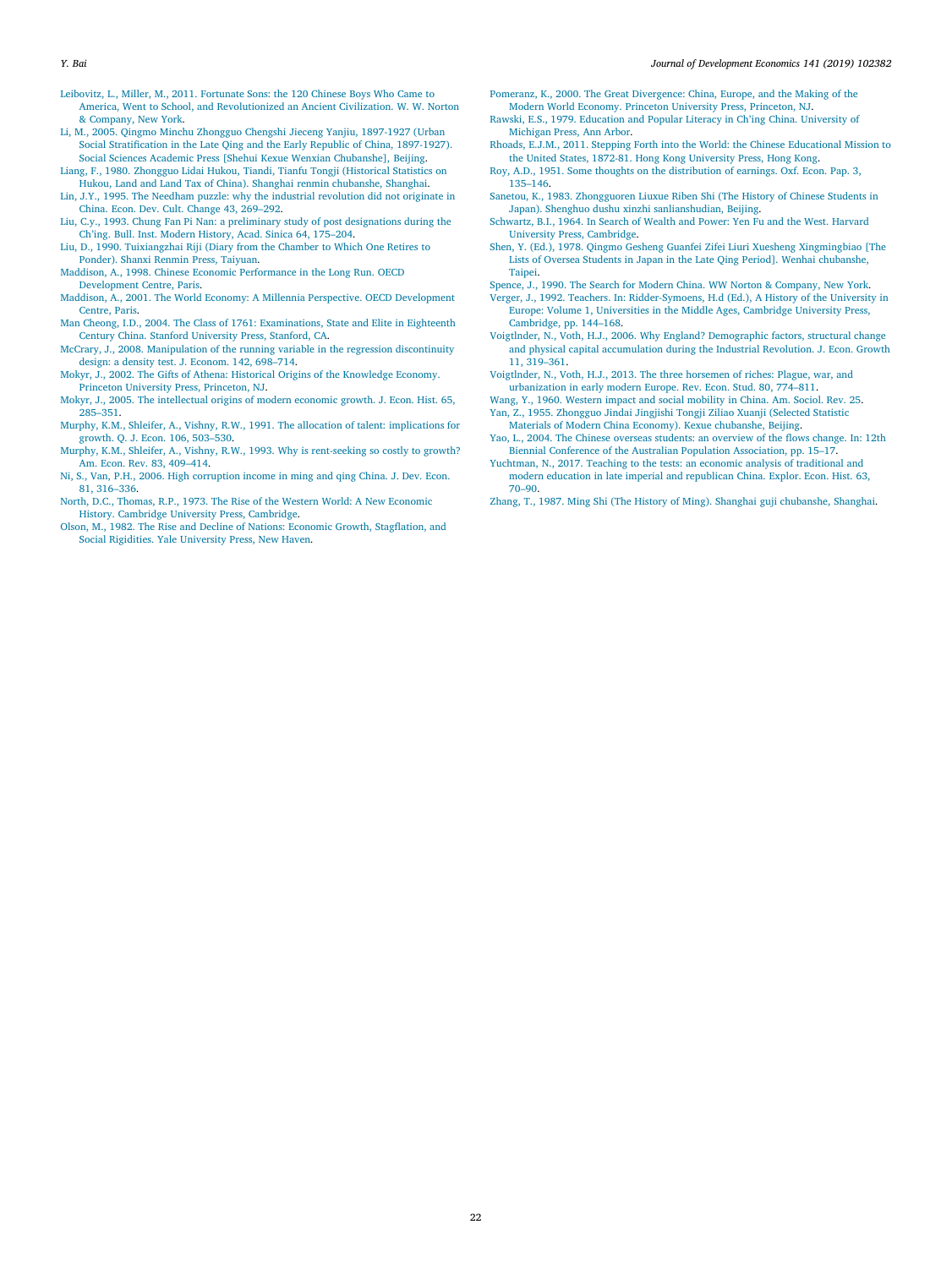Leibovitz, L., Miller, M., 2011. Fortunate Sons: the 120 Chinese Boys Who Came to America, Went to School, and Revolutionized an Ancient Civilization. W. W. Norton & Company, New York.

Li, M., 2005. Qingmo Minchu Zhongguo Chengshi Jieceng Yanjiu, 1897-1927 (Urban Social Stratification in the Late Qing and the Early Republic of China, 1897-1927). Social Sciences Academic Press [Shehui Kexue Wenxian Chubanshe], Beijing.

Liang, F., 1980. Zhongguo Lidai Hukou, Tiandi, Tianfu Tongji (Historical Statistics on Hukou, Land and Land Tax of China). Shanghai renmin chubanshe, Shanghai.

Lin, J.Y., 1995. The Needham puzzle: why the industrial revolution did not originate in China. Econ. Dev. Cult. Change 43, 269–292.

Liu, C.y., 1993. Chung Fan Pi Nan: a preliminary study of post designations during the Ch'ing. Bull. Inst. Modern History, Acad. Sinica 64, 175–204.

Liu, D., 1990. Tuixiangzhai Riji (Diary from the Chamber to Which One Retires to Ponder). Shanxi Renmin Press, Taiyuan.

Maddison, A., 1998. Chinese Economic Performance in the Long Run. OECD Development Centre, Paris.

Maddison, A., 2001. The World Economy: A Millennia Perspective. OECD Development Centre, Paris.

Man Cheong, I.D., 2004. The Class of 1761: Examinations, State and Elite in Eighteenth Century China. Stanford University Press, Stanford, CA.

McCrary, J., 2008. Manipulation of the running variable in the regression discontinuity design: a density test. J. Econom. 142, 698–714.

Mokyr, J., 2002. The Gifts of Athena: Historical Origins of the Knowledge Economy. Princeton University Press, Princeton, NJ.

Mokyr, J., 2005. The intellectual origins of modern economic growth. J. Econ. Hist. 65, 285–351.

Murphy, K.M., Shleifer, A., Vishny, R.W., 1991. The allocation of talent: implications for growth. Q. J. Econ. 106, 503–530.

Murphy, K.M., Shleifer, A., Vishny, R.W., 1993. Why is rent-seeking so costly to growth? Am. Econ. Rev. 83, 409–414.

Ni, S., Van, P.H., 2006. High corruption income in ming and qing China. J. Dev. Econ. 81, 316–336.

North, D.C., Thomas, R.P., 1973. The Rise of the Western World: A New Economic History. Cambridge University Press, Cambridge.

Olson, M., 1982. The Rise and Decline of Nations: Economic Growth, Stagflation, and Social Rigidities. Yale University Press, New Haven.

Pomeranz, K., 2000. The Great Divergence: China, Europe, and the Making of the Modern World Economy. Princeton University Press, Princeton, NJ.

Rawski, E.S., 1979. Education and Popular Literacy in Ch'ing China. University of Michigan Press, Ann Arbor.

Rhoads, E.J.M., 2011. Stepping Forth into the World: the Chinese Educational Mission to the United States, 1872-81. Hong Kong University Press, Hong Kong.

Roy, A.D., 1951. Some thoughts on the distribution of earnings. Oxf. Econ. Pap. 3, 135–146.

Sanetou, K., 1983. Zhongguoren Liuxue Riben Shi (The History of Chinese Students in Japan). Shenghuo dushu xinzhi sanlianshudian, Beijing.

Schwartz, B.I., 1964. In Search of Wealth and Power: Yen Fu and the West. Harvard University Press, Cambridge.

Shen, Y. (Ed.), 1978. Qingmo Gesheng Guanfei Zifei Liuri Xuesheng Xingmingbiao [The Lists of Oversea Students in Japan in the Late Qing Period]. Wenhai chubanshe, Taipei.

Spence, J., 1990. The Search for Modern China. WW Norton & Company, New York.

Verger, J., 1992. Teachers. In: Ridder-Symoens, H.d (Ed.), A History of the University in Europe: Volume 1, Universities in the Middle Ages, Cambridge University Press, Cambridge, pp. 144–168.

Voigtlnder, N., Voth, H.J., 2006. Why England? Demographic factors, structural change and physical capital accumulation during the Industrial Revolution. J. Econ. Growth 11, 319–361.

Voigtlnder, N., Voth, H.J., 2013. The three horsemen of riches: Plague, war, and urbanization in early modern Europe. Rev. Econ. Stud. 80, 774–811.

Wang, Y., 1960. Western impact and social mobility in China. Am. Sociol. Rev. 25.

Yan, Z., 1955. Zhongguo Jindai Jingjishi Tongji Ziliao Xuanji (Selected Statistic Materials of Modern China Economy). Kexue chubanshe, Beijing.

Yao, L., 2004. The Chinese overseas students: an overview of the flows change. In: 12th Biennial Conference of the Australian Population Association, pp. 15–17.

Yuchtman, N., 2017. Teaching to the tests: an economic analysis of traditional and modern education in late imperial and republican China. Explor. Econ. Hist. 63, 70–90.

Zhang, T., 1987. Ming Shi (The History of Ming). Shanghai guji chubanshe, Shanghai.